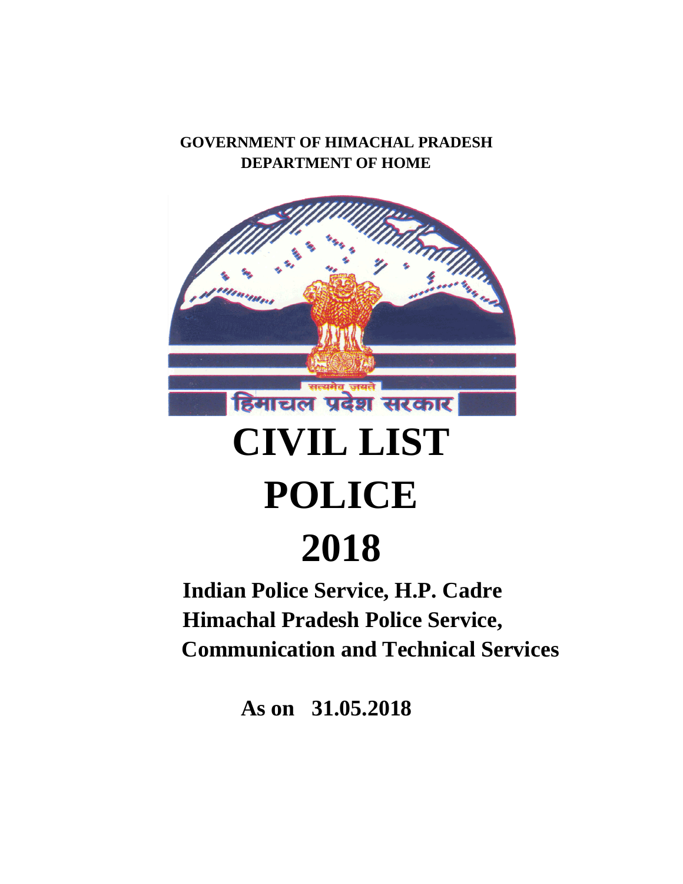**GOVERNMENT OF HIMACHAL PRADESH**
**DEPARTMENT OF HOME**

सत्यमेव जयते
हिमाचल प्रदेश सरकार

# CIVIL LIST
# POLICE
# 2018

**Indian Police Service, H.P. Cadre**
**Himachal Pradesh Police Service,**
**Communication and Technical Services**

**As on 31.05.2018**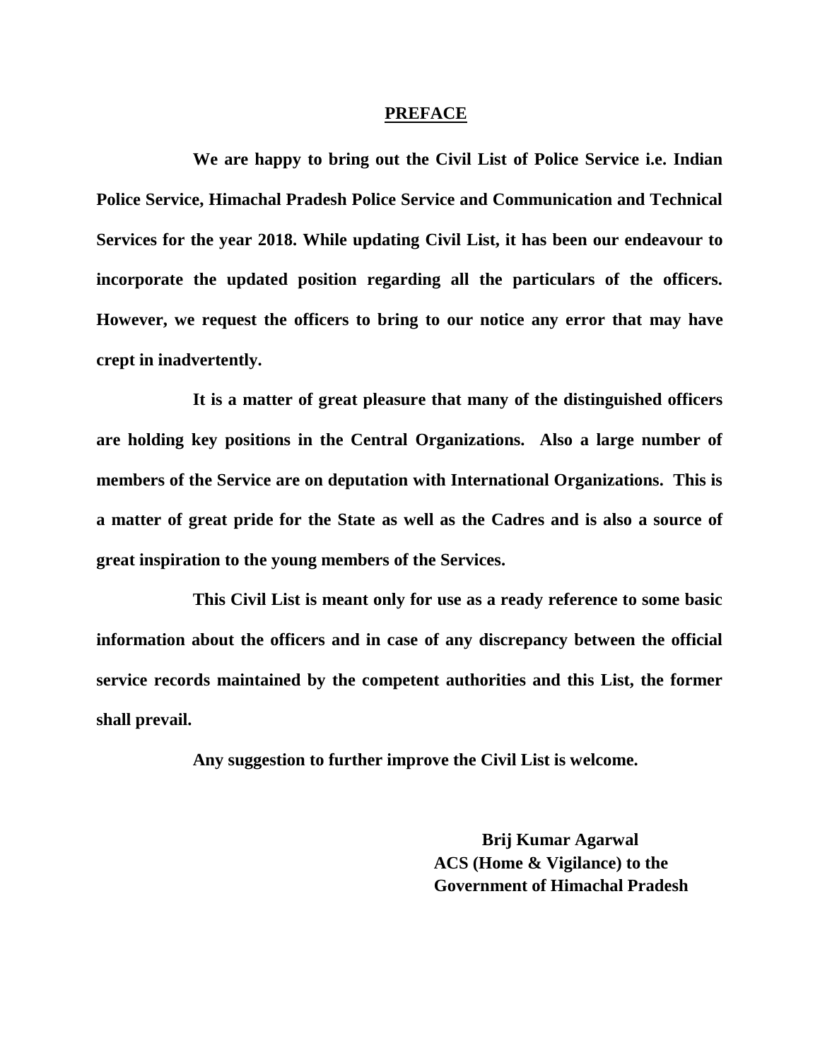# PREFACE

**We are happy to bring out the Civil List of Police Service i.e. Indian Police Service, Himachal Pradesh Police Service and Communication and Technical Services for the year 2018. While updating Civil List, it has been our endeavour to incorporate the updated position regarding all the particulars of the officers. However, we request the officers to bring to our notice any error that may have crept in inadvertently.**

**It is a matter of great pleasure that many of the distinguished officers are holding key positions in the Central Organizations. Also a large number of members of the Service are on deputation with International Organizations. This is a matter of great pride for the State as well as the Cadres and is also a source of great inspiration to the young members of the Services.**

**This Civil List is meant only for use as a ready reference to some basic information about the officers and in case of any discrepancy between the official service records maintained by the competent authorities and this List, the former shall prevail.**

**Any suggestion to further improve the Civil List is welcome.**

**Brij Kumar Agarwal**
**ACS (Home & Vigilance) to the**
**Government of Himachal Pradesh**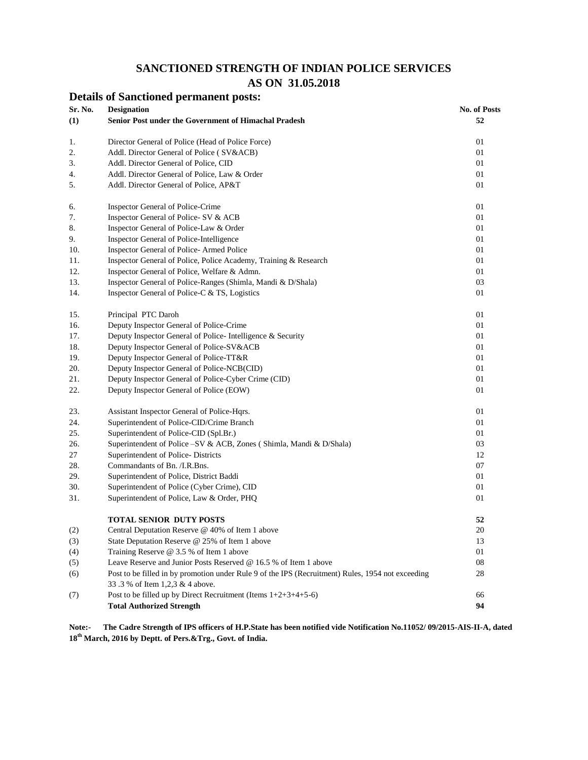# SANCTIONED STRENGTH OF INDIAN POLICE SERVICES AS ON 31.05.2018

## Details of Sanctioned permanent posts:

| Sr. No. | Designation | No. of Posts |
|---|---|---|
| **(1)** | **Senior Post under the Government of Himachal Pradesh** | **52** |
| 1. | Director General of Police (Head of Police Force) | 01 |
| 2. | Addl. Director General of Police ( SV&ACB) | 01 |
| 3. | Addl. Director General of Police, CID | 01 |
| 4. | Addl. Director General of Police, Law & Order | 01 |
| 5. | Addl. Director General of Police, AP&T | 01 |
| 6. | Inspector General of Police-Crime | 01 |
| 7. | Inspector General of Police- SV & ACB | 01 |
| 8. | Inspector General of Police-Law & Order | 01 |
| 9. | Inspector General of Police-Intelligence | 01 |
| 10. | Inspector General of Police- Armed Police | 01 |
| 11. | Inspector General of Police, Police Academy, Training & Research | 01 |
| 12. | Inspector General of Police, Welfare & Admn. | 01 |
| 13. | Inspector General of Police-Ranges (Shimla, Mandi & D/Shala) | 03 |
| 14. | Inspector General of Police-C & TS, Logistics | 01 |
| 15. | Principal PTC Daroh | 01 |
| 16. | Deputy Inspector General of Police-Crime | 01 |
| 17. | Deputy Inspector General of Police- Intelligence & Security | 01 |
| 18. | Deputy Inspector General of Police-SV&ACB | 01 |
| 19. | Deputy Inspector General of Police-TT&R | 01 |
| 20. | Deputy Inspector General of Police-NCB(CID) | 01 |
| 21. | Deputy Inspector General of Police-Cyber Crime (CID) | 01 |
| 22. | Deputy Inspector General of Police (EOW) | 01 |
| 23. | Assistant Inspector General of Police-Hqrs. | 01 |
| 24. | Superintendent of Police-CID/Crime Branch | 01 |
| 25. | Superintendent of Police-CID (Spl.Br.) | 01 |
| 26. | Superintendent of Police –SV & ACB, Zones ( Shimla, Mandi & D/Shala) | 03 |
| 27 | Superintendent of Police- Districts | 12 |
| 28. | Commandants of Bn. /I.R.Bns. | 07 |
| 29. | Superintendent of Police, District Baddi | 01 |
| 30. | Superintendent of Police (Cyber Crime), CID | 01 |
| 31. | Superintendent of Police, Law & Order, PHQ | 01 |
| | **TOTAL SENIOR DUTY POSTS** | **52** |
| (2) | Central Deputation Reserve @ 40% of Item 1 above | 20 |
| (3) | State Deputation Reserve @ 25% of Item 1 above | 13 |
| (4) | Training Reserve @ 3.5 % of Item 1 above | 01 |
| (5) | Leave Reserve and Junior Posts Reserved @ 16.5 % of Item 1 above | 08 |
| (6) | Post to be filled in by promotion under Rule 9 of the IPS (Recruitment) Rules, 1954 not exceeding 33 .3 % of Item 1,2,3 & 4 above. | 28 |
| (7) | Post to be filled up by Direct Recruitment (Items 1+2+3+4+5-6) | 66 |
| | **Total Authorized Strength** | **94** |

**Note:- The Cadre Strength of IPS officers of H.P.State has been notified vide Notification No.11052/ 09/2015-AIS-II-A, dated 18th March, 2016 by Deptt. of Pers.&Trg., Govt. of India.**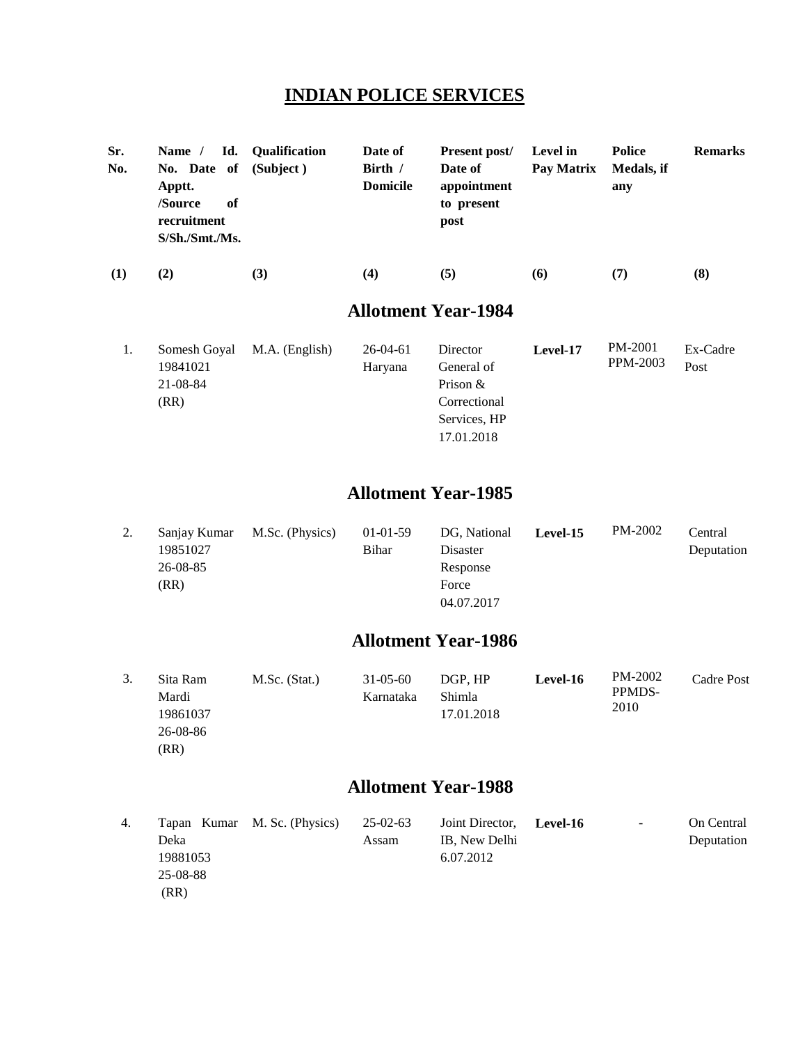# INDIAN POLICE SERVICES

| Sr. No. | Name / Id. No. Date of Apptt. /Source of recruitment S/Sh./Smt./Ms. | Qualification (Subject ) | Date of Birth / Domicile | Present post/ Date of appointment to present post | Level in Pay Matrix | Police Medals, if any | Remarks |
|---|---|---|---|---|---|---|---|
| (1) | (2) | (3) | (4) | (5) | (6) | (7) | (8) |
| | | | **Allotment Year-1984** | | | | |
| 1. | Somesh Goyal 19841021 21-08-84 (RR) | M.A. (English) | 26-04-61 Haryana | Director General of Prison & Correctional Services, HP 17.01.2018 | **Level-17** | PM-2001 PPM-2003 | Ex-Cadre Post |
| | | | **Allotment Year-1985** | | | | |
| 2. | Sanjay Kumar 19851027 26-08-85 (RR) | M.Sc. (Physics) | 01-01-59 Bihar | DG, National Disaster Response Force 04.07.2017 | **Level-15** | PM-2002 | Central Deputation |
| | | | **Allotment Year-1986** | | | | |
| 3. | Sita Ram Mardi 19861037 26-08-86 (RR) | M.Sc. (Stat.) | 31-05-60 Karnataka | DGP, HP Shimla 17.01.2018 | **Level-16** | PM-2002 PPMDS-2010 | Cadre Post |
| | | | **Allotment Year-1988** | | | | |
| 4. | Tapan Kumar Deka 19881053 25-08-88 (RR) | M. Sc. (Physics) | 25-02-63 Assam | Joint Director, IB, New Delhi 6.07.2012 | **Level-16** | - | On Central Deputation |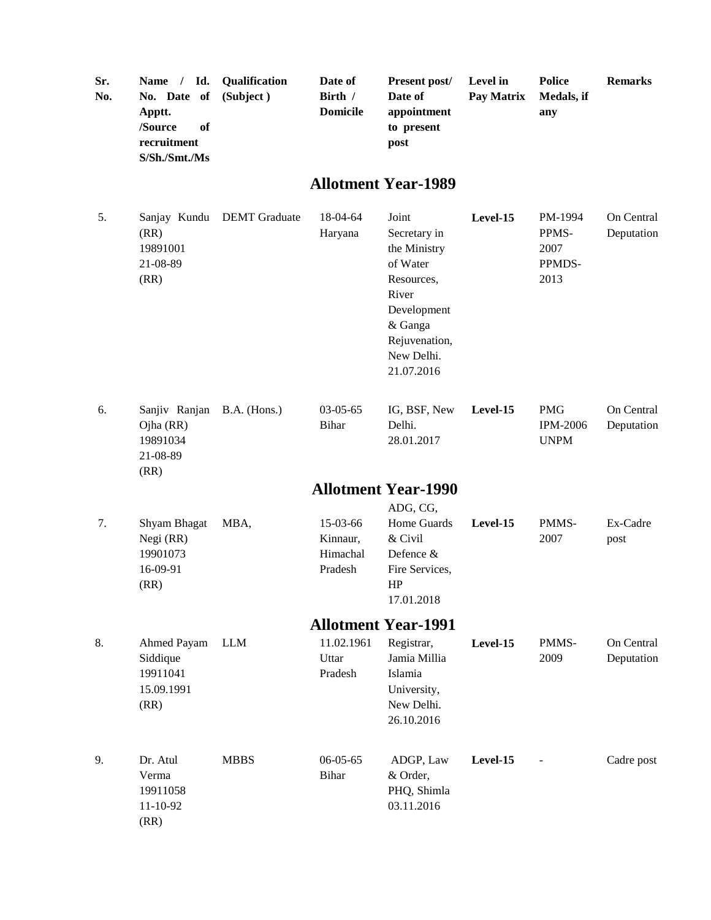| Sr. No. | Name / Id. No. Date of Apptt. /Source of recruitment S/Sh./Smt./Ms | Qualification (Subject ) | Date of Birth / Domicile | Present post/ Date of appointment to present post | Level in Pay Matrix | Police Medals, if any | Remarks |
|---|---|---|---|---|---|---|---|
| | | | **Allotment Year-1989** | | | | |
| 5. | Sanjay Kundu (RR) 19891001 21-08-89 (RR) | DEMT Graduate | 18-04-64 Haryana | Joint Secretary in the Ministry of Water Resources, River Development & Ganga Rejuvenation, New Delhi. 21.07.2016 | **Level-15** | PM-1994 PPMS-2007 PPMDS-2013 | On Central Deputation |
| 6. | Sanjiv Ranjan Ojha (RR) 19891034 21-08-89 (RR) | B.A. (Hons.) | 03-05-65 Bihar | IG, BSF, New Delhi. 28.01.2017 | **Level-15** | PMG IPM-2006 UNPM | On Central Deputation |
| | | | **Allotment Year-1990** | | | | |
| 7. | Shyam Bhagat Negi (RR) 19901073 16-09-91 (RR) | MBA, | 15-03-66 Kinnaur, Himachal Pradesh | ADG, CG, Home Guards & Civil Defence & Fire Services, HP 17.01.2018 | **Level-15** | PMMS-2007 | Ex-Cadre post |
| | | | **Allotment Year-1991** | | | | |
| 8. | Ahmed Payam Siddique 19911041 15.09.1991 (RR) | LLM | 11.02.1961 Uttar Pradesh | Registrar, Jamia Millia Islamia University, New Delhi. 26.10.2016 | **Level-15** | PMMS-2009 | On Central Deputation |
| 9. | Dr. Atul Verma 19911058 11-10-92 (RR) | MBBS | 06-05-65 Bihar | ADGP, Law & Order, PHQ, Shimla 03.11.2016 | **Level-15** | - | Cadre post |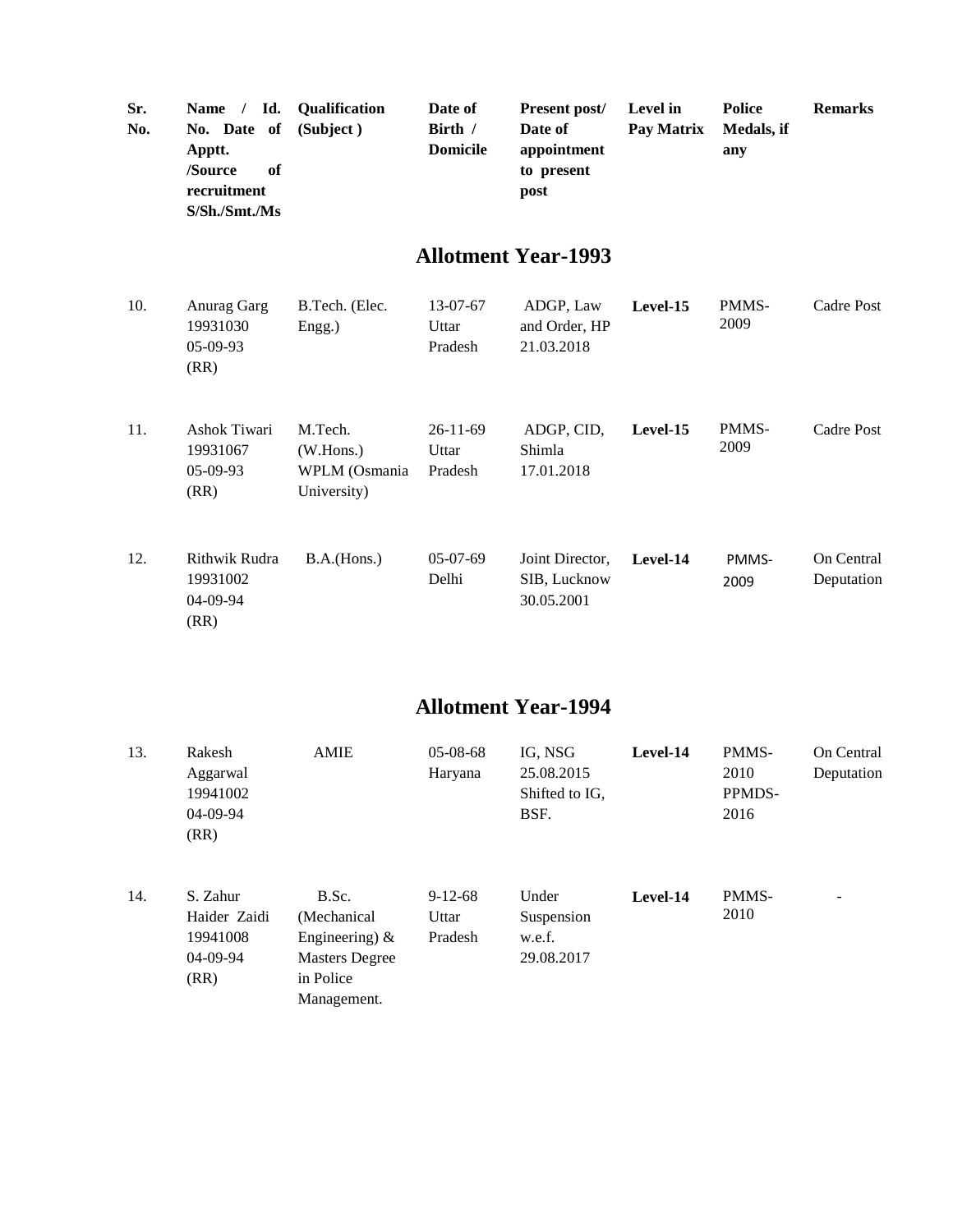| Sr. No. | Name / Id. No. Date of Apptt. /Source of recruitment S/Sh./Smt./Ms | Qualification (Subject ) | Date of Birth / Domicile | Present post/ Date of appointment to present post | Level in Pay Matrix | Police Medals, if any | Remarks |
|---|---|---|---|---|---|---|---|
| | | | **Allotment Year-1993** | | | | |
| 10. | Anurag Garg 19931030 05-09-93 (RR) | B.Tech. (Elec. Engg.) | 13-07-67 Uttar Pradesh | ADGP, Law and Order, HP 21.03.2018 | **Level-15** | PMMS-2009 | Cadre Post |
| 11. | Ashok Tiwari 19931067 05-09-93 (RR) | M.Tech. (W.Hons.) WPLM (Osmania University) | 26-11-69 Uttar Pradesh | ADGP, CID, Shimla 17.01.2018 | **Level-15** | PMMS-2009 | Cadre Post |
| 12. | Rithwik Rudra 19931002 04-09-94 (RR) | B.A.(Hons.) | 05-07-69 Delhi | Joint Director, SIB, Lucknow 30.05.2001 | **Level-14** | PMMS-2009 | On Central Deputation |
| | | | **Allotment Year-1994** | | | | |
| 13. | Rakesh Aggarwal 19941002 04-09-94 (RR) | AMIE | 05-08-68 Haryana | IG, NSG 25.08.2015 Shifted to IG, BSF. | **Level-14** | PMMS-2010 PPMDS-2016 | On Central Deputation |
| 14. | S. Zahur Haider Zaidi 19941008 04-09-94 (RR) | B.Sc. (Mechanical Engineering) & Masters Degree in Police Management. | 9-12-68 Uttar Pradesh | Under Suspension w.e.f. 29.08.2017 | **Level-14** | PMMS-2010 | - |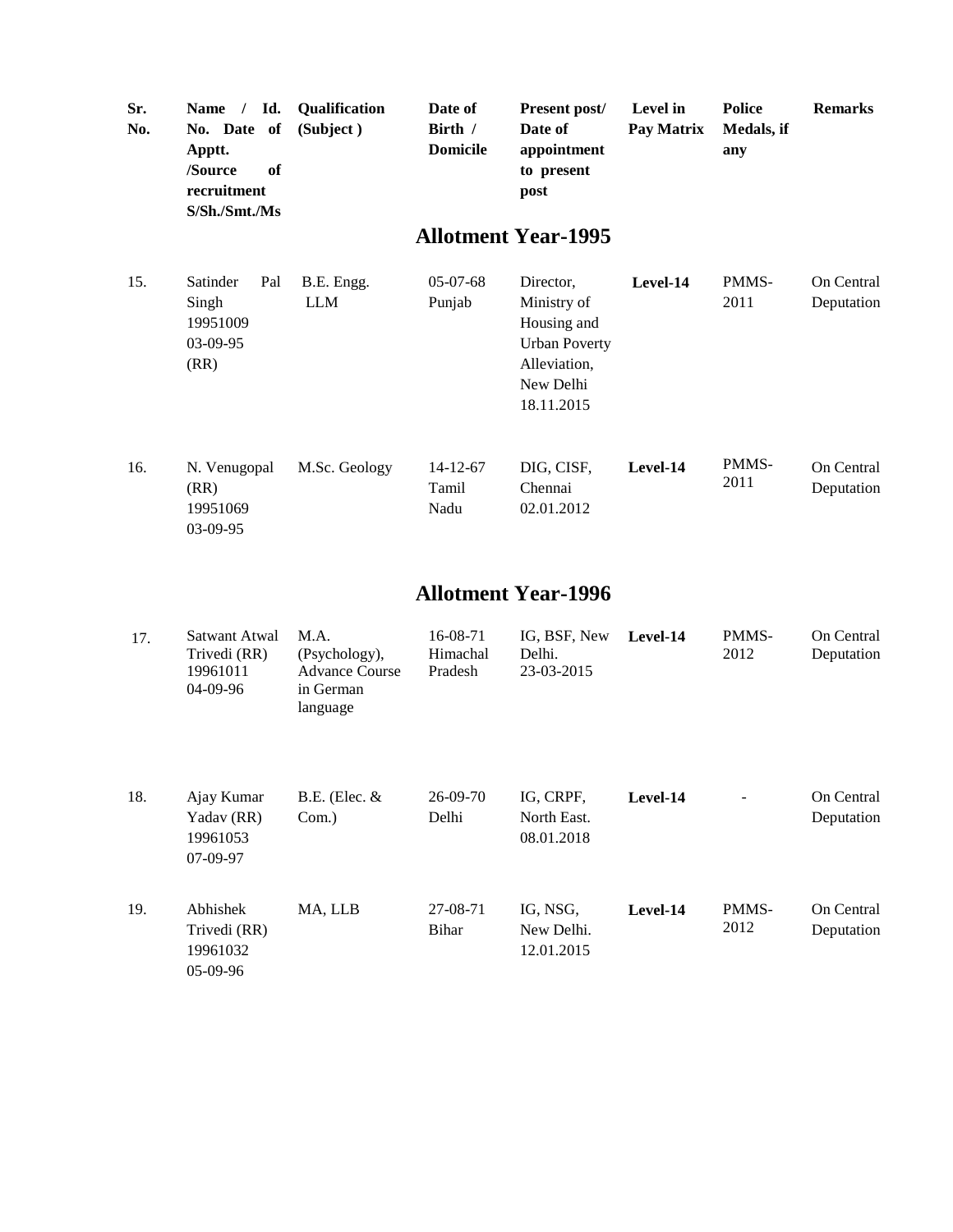| Sr. No. | Name / Id. No. Date of Apptt. /Source of recruitment S/Sh./Smt./Ms | Qualification (Subject ) | Date of Birth / Domicile | Present post/ Date of appointment to present post | Level in Pay Matrix | Police Medals, if any | Remarks |
|---|---|---|---|---|---|---|---|
| | | | **Allotment Year-1995** | | | | |
| 15. | Satinder Pal Singh 19951009 03-09-95 (RR) | B.E. Engg. LLM | 05-07-68 Punjab | Director, Ministry of Housing and Urban Poverty Alleviation, New Delhi 18.11.2015 | **Level-14** | PMMS-2011 | On Central Deputation |
| 16. | N. Venugopal (RR) 19951069 03-09-95 | M.Sc. Geology | 14-12-67 Tamil Nadu | DIG, CISF, Chennai 02.01.2012 | **Level-14** | PMMS-2011 | On Central Deputation |
| | | | **Allotment Year-1996** | | | | |
| 17. | Satwant Atwal Trivedi (RR) 19961011 04-09-96 | M.A. (Psychology), Advance Course in German language | 16-08-71 Himachal Pradesh | IG, BSF, New Delhi. 23-03-2015 | **Level-14** | PMMS-2012 | On Central Deputation |
| 18. | Ajay Kumar Yadav (RR) 19961053 07-09-97 | B.E. (Elec. & Com.) | 26-09-70 Delhi | IG, CRPF, North East. 08.01.2018 | **Level-14** | - | On Central Deputation |
| 19. | Abhishek Trivedi (RR) 19961032 05-09-96 | MA, LLB | 27-08-71 Bihar | IG, NSG, New Delhi. 12.01.2015 | **Level-14** | PMMS-2012 | On Central Deputation |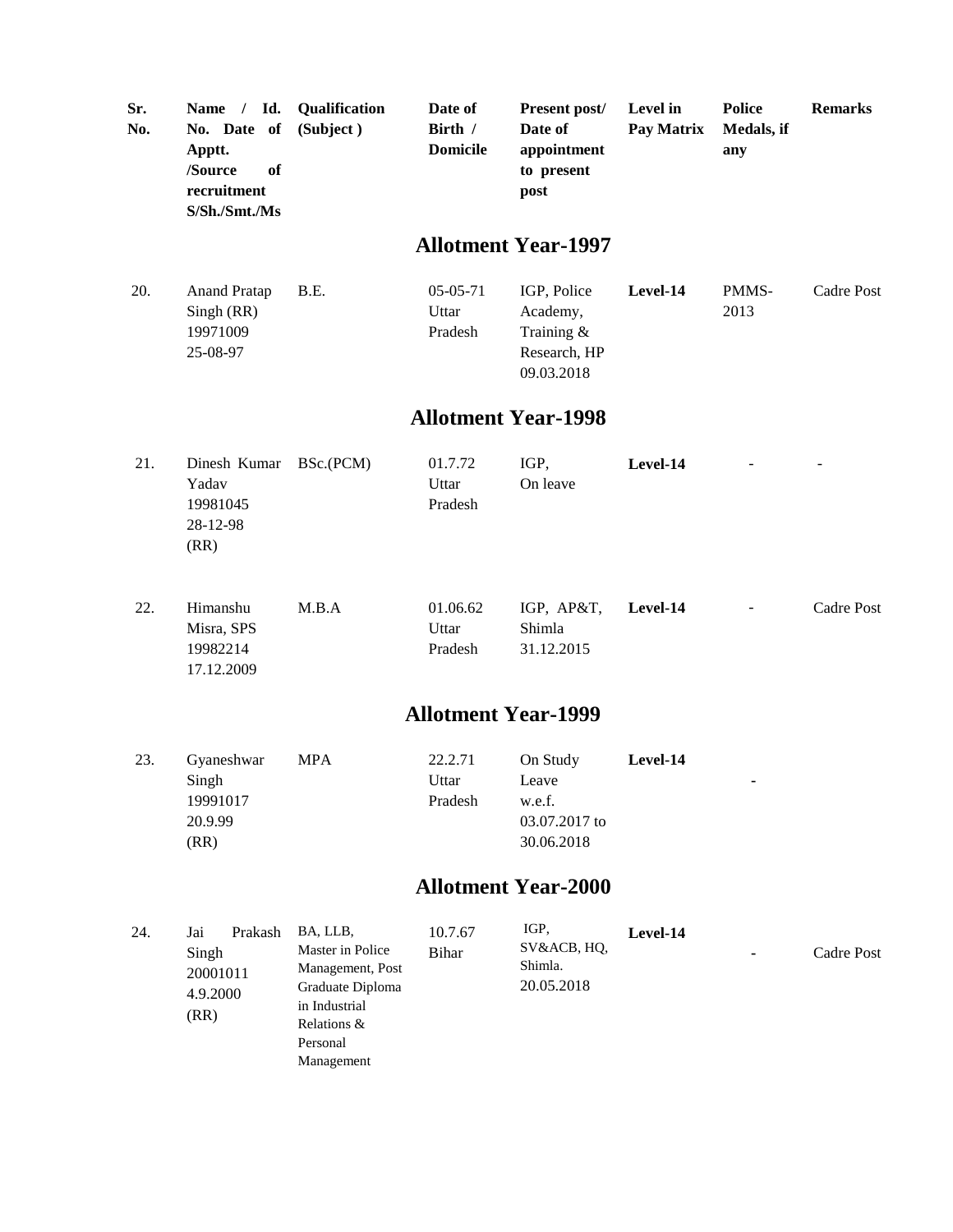| Sr. No. | Name / Id. No. Date of Apptt. /Source of recruitment S/Sh./Smt./Ms | Qualification (Subject ) | Date of Birth / Domicile | Present post/ Date of appointment to present post | Level in Pay Matrix | Police Medals, if any | Remarks |
|---|---|---|---|---|---|---|---|
| | | | **Allotment Year-1997** | | | | |
| 20. | Anand Pratap Singh (RR) 19971009 25-08-97 | B.E. | 05-05-71 Uttar Pradesh | IGP, Police Academy, Training & Research, HP 09.03.2018 | **Level-14** | PMMS-2013 | Cadre Post |
| | | | **Allotment Year-1998** | | | | |
| 21. | Dinesh Kumar Yadav 19981045 28-12-98 (RR) | BSc.(PCM) | 01.7.72 Uttar Pradesh | IGP, On leave | **Level-14** | - | - |
| 22. | Himanshu Misra, SPS 19982214 17.12.2009 | M.B.A | 01.06.62 Uttar Pradesh | IGP, AP&T, Shimla 31.12.2015 | **Level-14** | - | Cadre Post |
| | | | **Allotment Year-1999** | | | | |
| 23. | Gyaneshwar Singh 19991017 20.9.99 (RR) | MPA | 22.2.71 Uttar Pradesh | On Study Leave w.e.f. 03.07.2017 to 30.06.2018 | **Level-14** | - | |
| | | | **Allotment Year-2000** | | | | |
| 24. | Jai Prakash Singh 20001011 4.9.2000 (RR) | BA, LLB, Master in Police Management, Post Graduate Diploma in Industrial Relations & Personal Management | 10.7.67 Bihar | IGP, SV&ACB, HQ, Shimla. 20.05.2018 | **Level-14** | - | Cadre Post |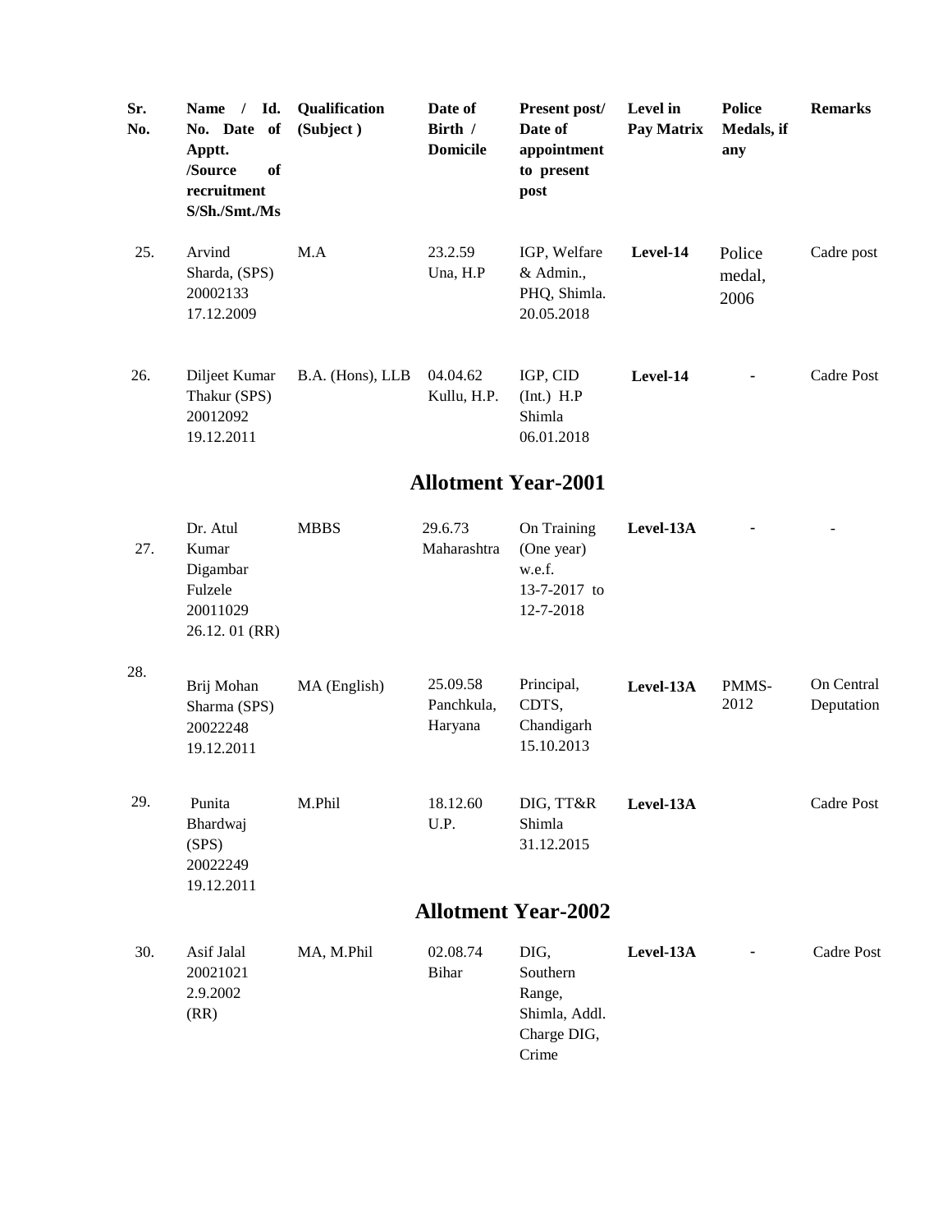| Sr. No. | Name / Id. No. Date of Apptt. /Source of recruitment S/Sh./Smt./Ms | Qualification (Subject ) | Date of Birth / Domicile | Present post/ Date of appointment to present post | Level in Pay Matrix | Police Medals, if any | Remarks |
|---|---|---|---|---|---|---|---|
| 25. | Arvind Sharda, (SPS) 20002133 17.12.2009 | M.A | 23.2.59 Una, H.P | IGP, Welfare & Admin., PHQ, Shimla. 20.05.2018 | Level-14 | Police medal, 2006 | Cadre post |
| 26. | Diljeet Kumar Thakur (SPS) 20012092 19.12.2011 | B.A. (Hons), LLB | 04.04.62 Kullu, H.P. | IGP, CID (Int.) H.P Shimla 06.01.2018 | Level-14 | - | Cadre Post |

## Allotment Year-2001

| Sr. No. | Name / Id. No. Date of Apptt. /Source of recruitment S/Sh./Smt./Ms | Qualification (Subject ) | Date of Birth / Domicile | Present post/ Date of appointment to present post | Level in Pay Matrix | Police Medals, if any | Remarks |
|---|---|---|---|---|---|---|---|
| 27. | Dr. Atul Kumar Digambar Fulzele 20011029 26.12. 01 (RR) | MBBS | 29.6.73 Maharashtra | On Training (One year) w.e.f. 13-7-2017 to 12-7-2018 | Level-13A | - | - |
| 28. | Brij Mohan Sharma (SPS) 20022248 19.12.2011 | MA (English) | 25.09.58 Panchkula, Haryana | Principal, CDTS, Chandigarh 15.10.2013 | Level-13A | PMMS-2012 | On Central Deputation |
| 29. | Punita Bhardwaj (SPS) 20022249 19.12.2011 | M.Phil | 18.12.60 U.P. | DIG, TT&R Shimla 31.12.2015 | Level-13A | | Cadre Post |

## Allotment Year-2002

| Sr. No. | Name / Id. No. Date of Apptt. /Source of recruitment S/Sh./Smt./Ms | Qualification (Subject ) | Date of Birth / Domicile | Present post/ Date of appointment to present post | Level in Pay Matrix | Police Medals, if any | Remarks |
|---|---|---|---|---|---|---|---|
| 30. | Asif Jalal 20021021 2.9.2002 (RR) | MA, M.Phil | 02.08.74 Bihar | DIG, Southern Range, Shimla, Addl. Charge DIG, Crime | Level-13A | - | Cadre Post |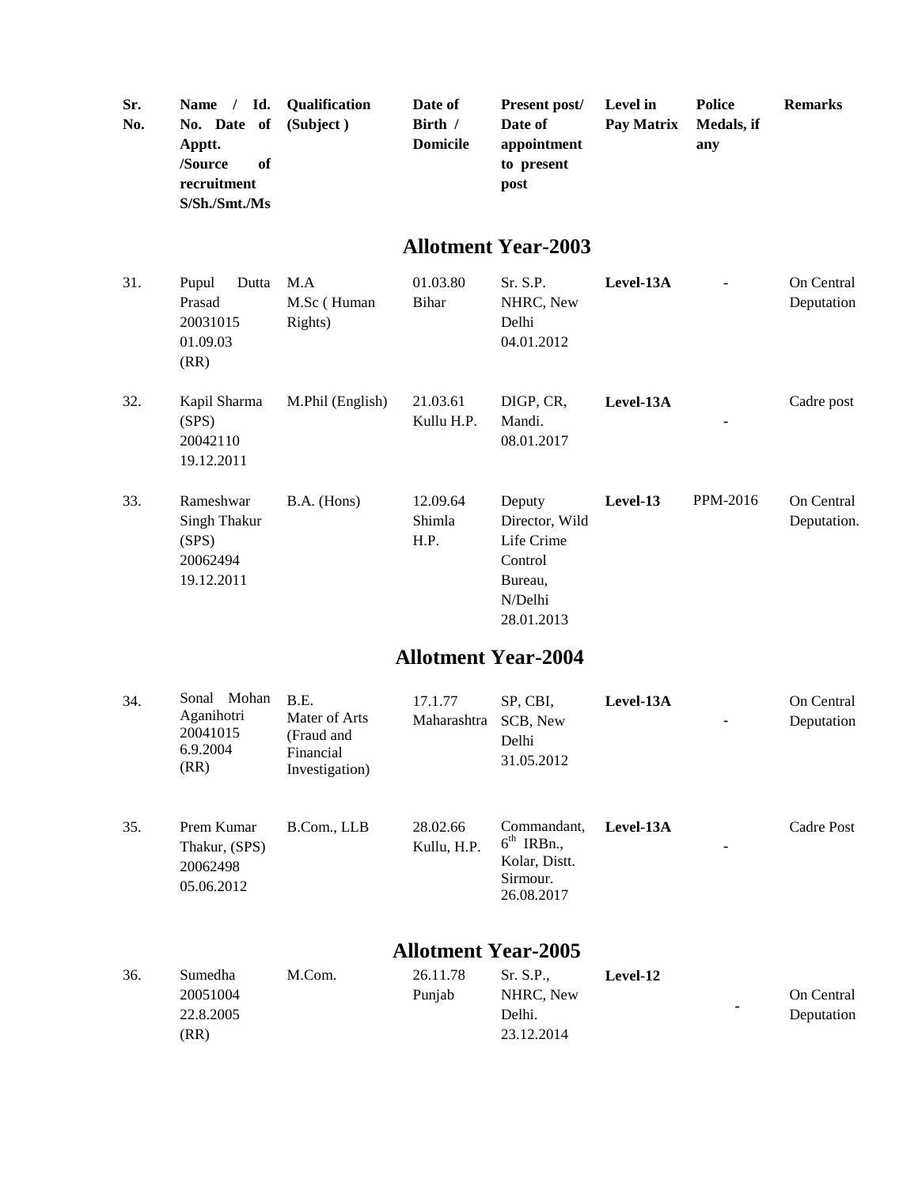| Sr. No. | Name / Id. No. Date of Apptt. /Source of recruitment S/Sh./Smt./Ms | Qualification (Subject ) | Date of Birth / Domicile | Present post/ Date of appointment to present post | Level in Pay Matrix | Police Medals, if any | Remarks |
|---|---|---|---|---|---|---|---|
| | | | **Allotment Year-2003** | | | | |
| 31. | Pupul Dutta Prasad 20031015 01.09.03 (RR) | M.A M.Sc ( Human Rights) | 01.03.80 Bihar | Sr. S.P. NHRC, New Delhi 04.01.2012 | Level-13A | - | On Central Deputation |
| 32. | Kapil Sharma (SPS) 20042110 19.12.2011 | M.Phil (English) | 21.03.61 Kullu H.P. | DIGP, CR, Mandi. 08.01.2017 | Level-13A | - | Cadre post |
| 33. | Rameshwar Singh Thakur (SPS) 20062494 19.12.2011 | B.A. (Hons) | 12.09.64 Shimla H.P. | Deputy Director, Wild Life Crime Control Bureau, N/Delhi 28.01.2013 | Level-13 | PPM-2016 | On Central Deputation. |
| | | | **Allotment Year-2004** | | | | |
| 34. | Sonal Mohan Aganihotri 20041015 6.9.2004 (RR) | B.E. Mater of Arts (Fraud and Financial Investigation) | 17.1.77 Maharashtra | SP, CBI, SCB, New Delhi 31.05.2012 | Level-13A | - | On Central Deputation |
| 35. | Prem Kumar Thakur, (SPS) 20062498 05.06.2012 | B.Com., LLB | 28.02.66 Kullu, H.P. | Commandant, 6th IRBn., Kolar, Distt. Sirmour. 26.08.2017 | Level-13A | - | Cadre Post |
| | | | **Allotment Year-2005** | | | | |
| 36. | Sumedha 20051004 22.8.2005 (RR) | M.Com. | 26.11.78 Punjab | Sr. S.P., NHRC, New Delhi. 23.12.2014 | Level-12 | - | On Central Deputation |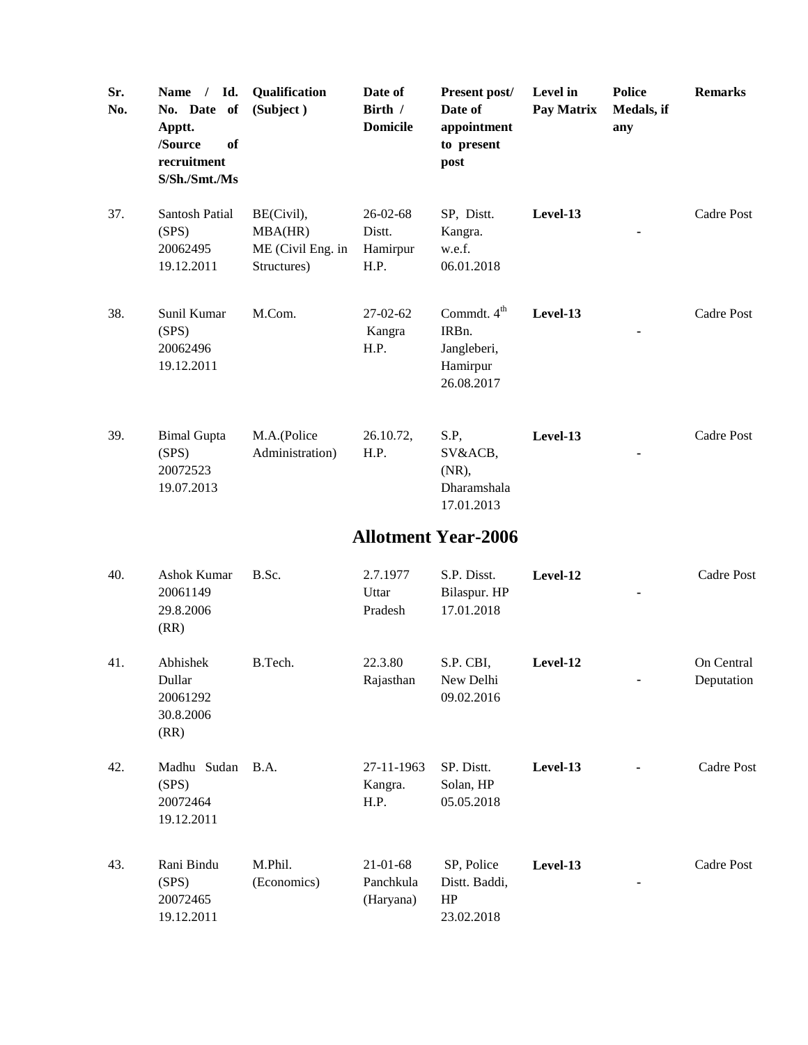| Sr. No. | Name / Id. No. Date of Apptt. /Source of recruitment S/Sh./Smt./Ms | Qualification (Subject ) | Date of Birth / Domicile | Present post/ Date of appointment to present post | Level in Pay Matrix | Police Medals, if any | Remarks |
|---|---|---|---|---|---|---|---|
| 37. | Santosh Patial (SPS) 20062495 19.12.2011 | BE(Civil), MBA(HR) ME (Civil Eng. in Structures) | 26-02-68 Distt. Hamirpur H.P. | SP, Distt. Kangra. w.e.f. 06.01.2018 | **Level-13** | - | Cadre Post |
| 38. | Sunil Kumar (SPS) 20062496 19.12.2011 | M.Com. | 27-02-62 Kangra H.P. | Commdt. 4th IRBn. Jangleberi, Hamirpur 26.08.2017 | **Level-13** | - | Cadre Post |
| 39. | Bimal Gupta (SPS) 20072523 19.07.2013 | M.A.(Police Administration) | 26.10.72, H.P. | S.P, SV&ACB, (NR), Dharamshala 17.01.2013 | **Level-13** | - | Cadre Post |
| | | | **Allotment Year-2006** | | | | |
| 40. | Ashok Kumar 20061149 29.8.2006 (RR) | B.Sc. | 2.7.1977 Uttar Pradesh | S.P. Disst. Bilaspur. HP 17.01.2018 | **Level-12** | - | Cadre Post |
| 41. | Abhishek Dullar 20061292 30.8.2006 (RR) | B.Tech. | 22.3.80 Rajasthan | S.P. CBI, New Delhi 09.02.2016 | **Level-12** | - | On Central Deputation |
| 42. | Madhu Sudan (SPS) 20072464 19.12.2011 | B.A. | 27-11-1963 Kangra. H.P. | SP. Distt. Solan, HP 05.05.2018 | **Level-13** | - | Cadre Post |
| 43. | Rani Bindu (SPS) 20072465 19.12.2011 | M.Phil. (Economics) | 21-01-68 Panchkula (Haryana) | SP, Police Distt. Baddi, HP 23.02.2018 | **Level-13** | - | Cadre Post |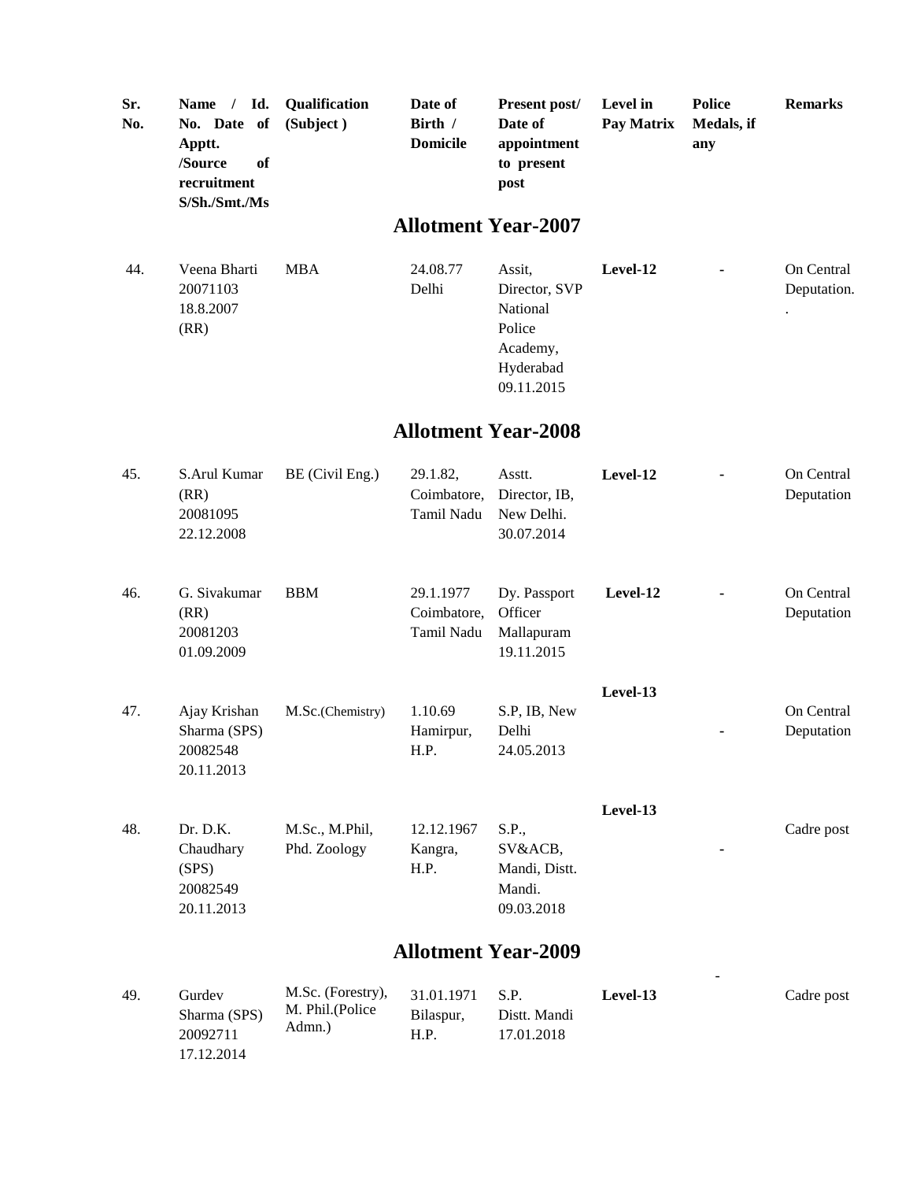| Sr. No. | Name / Id. No. Date of Apptt. /Source of recruitment S/Sh./Smt./Ms | Qualification (Subject ) | Date of Birth / Domicile | Present post/ Date of appointment to present post | Level in Pay Matrix | Police Medals, if any | Remarks |
|---|---|---|---|---|---|---|---|
| | | | **Allotment Year-2007** | | | | |
| 44. | Veena Bharti 20071103 18.8.2007 (RR) | MBA | 24.08.77 Delhi | Assit, Director, SVP National Police Academy, Hyderabad 09.11.2015 | **Level-12** | - | On Central Deputation. . |
| | | | **Allotment Year-2008** | | | | |
| 45. | S.Arul Kumar (RR) 20081095 22.12.2008 | BE (Civil Eng.) | 29.1.82, Coimbatore, Tamil Nadu | Asstt. Director, IB, New Delhi. 30.07.2014 | **Level-12** | - | On Central Deputation |
| 46. | G. Sivakumar (RR) 20081203 01.09.2009 | BBM | 29.1.1977 Coimbatore, Tamil Nadu | Dy. Passport Officer Mallapuram 19.11.2015 | **Level-12** | - | On Central Deputation |
| 47. | Ajay Krishan Sharma (SPS) 20082548 20.11.2013 | M.Sc.(Chemistry) | 1.10.69 Hamirpur, H.P. | S.P, IB, New Delhi 24.05.2013 | **Level-13** | - | On Central Deputation |
| 48. | Dr. D.K. Chaudhary (SPS) 20082549 20.11.2013 | M.Sc., M.Phil, Phd. Zoology | 12.12.1967 Kangra, H.P. | S.P., SV&ACB, Mandi, Distt. Mandi. 09.03.2018 | **Level-13** | - | Cadre post |
| | | | **Allotment Year-2009** | | | | |
| 49. | Gurdev Sharma (SPS) 20092711 17.12.2014 | M.Sc. (Forestry), M. Phil.(Police Admn.) | 31.01.1971 Bilaspur, H.P. | S.P. Distt. Mandi 17.01.2018 | **Level-13** | - | Cadre post |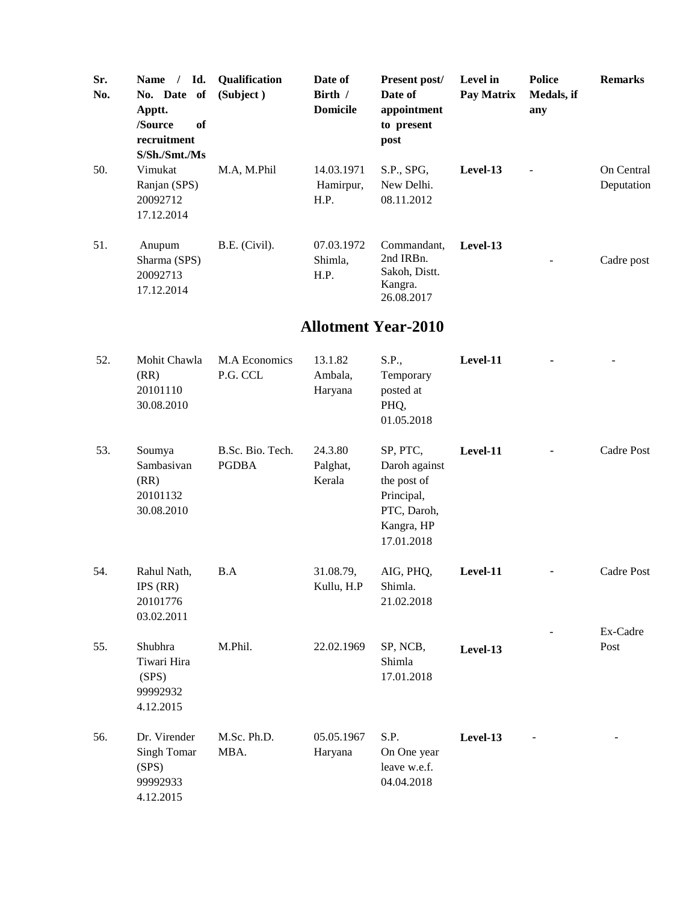| Sr. No. | Name / Id. No. Date of Apptt. /Source of recruitment S/Sh./Smt./Ms | Qualification (Subject ) | Date of Birth / Domicile | Present post/ Date of appointment to present post | Level in Pay Matrix | Police Medals, if any | Remarks |
|---|---|---|---|---|---|---|---|
| 50. | Vimukat Ranjan (SPS) 20092712 17.12.2014 | M.A, M.Phil | 14.03.1971 Hamirpur, H.P. | S.P., SPG, New Delhi. 08.11.2012 | **Level-13** | - | On Central Deputation |
| 51. | Anupum Sharma (SPS) 20092713 17.12.2014 | B.E. (Civil). | 07.03.1972 Shimla, H.P. | Commandant, 2nd IRBn. Sakoh, Distt. Kangra. 26.08.2017 | **Level-13** | - | Cadre post |

## Allotment Year-2010

| Sr. No. | Name / Id. No. Date of Apptt. /Source of recruitment S/Sh./Smt./Ms | Qualification (Subject ) | Date of Birth / Domicile | Present post/ Date of appointment to present post | Level in Pay Matrix | Police Medals, if any | Remarks |
|---|---|---|---|---|---|---|---|
| 52. | Mohit Chawla (RR) 20101110 30.08.2010 | M.A Economics P.G. CCL | 13.1.82 Ambala, Haryana | S.P., Temporary posted at PHQ, 01.05.2018 | **Level-11** | - | - |
| 53. | Soumya Sambasivan (RR) 20101132 30.08.2010 | B.Sc. Bio. Tech. PGDBA | 24.3.80 Palghat, Kerala | SP, PTC, Daroh against the post of Principal, PTC, Daroh, Kangra, HP 17.01.2018 | **Level-11** | - | Cadre Post |
| 54. | Rahul Nath, IPS (RR) 20101776 03.02.2011 | B.A | 31.08.79, Kullu, H.P | AIG, PHQ, Shimla. 21.02.2018 | **Level-11** | - | Cadre Post |
| 55. | Shubhra Tiwari Hira (SPS) 99992932 4.12.2015 | M.Phil. | 22.02.1969 | SP, NCB, Shimla 17.01.2018 | **Level-13** | - | Ex-Cadre Post |
| 56. | Dr. Virender Singh Tomar (SPS) 99992933 4.12.2015 | M.Sc. Ph.D. MBA. | 05.05.1967 Haryana | S.P. On One year leave w.e.f. 04.04.2018 | **Level-13** | - | - |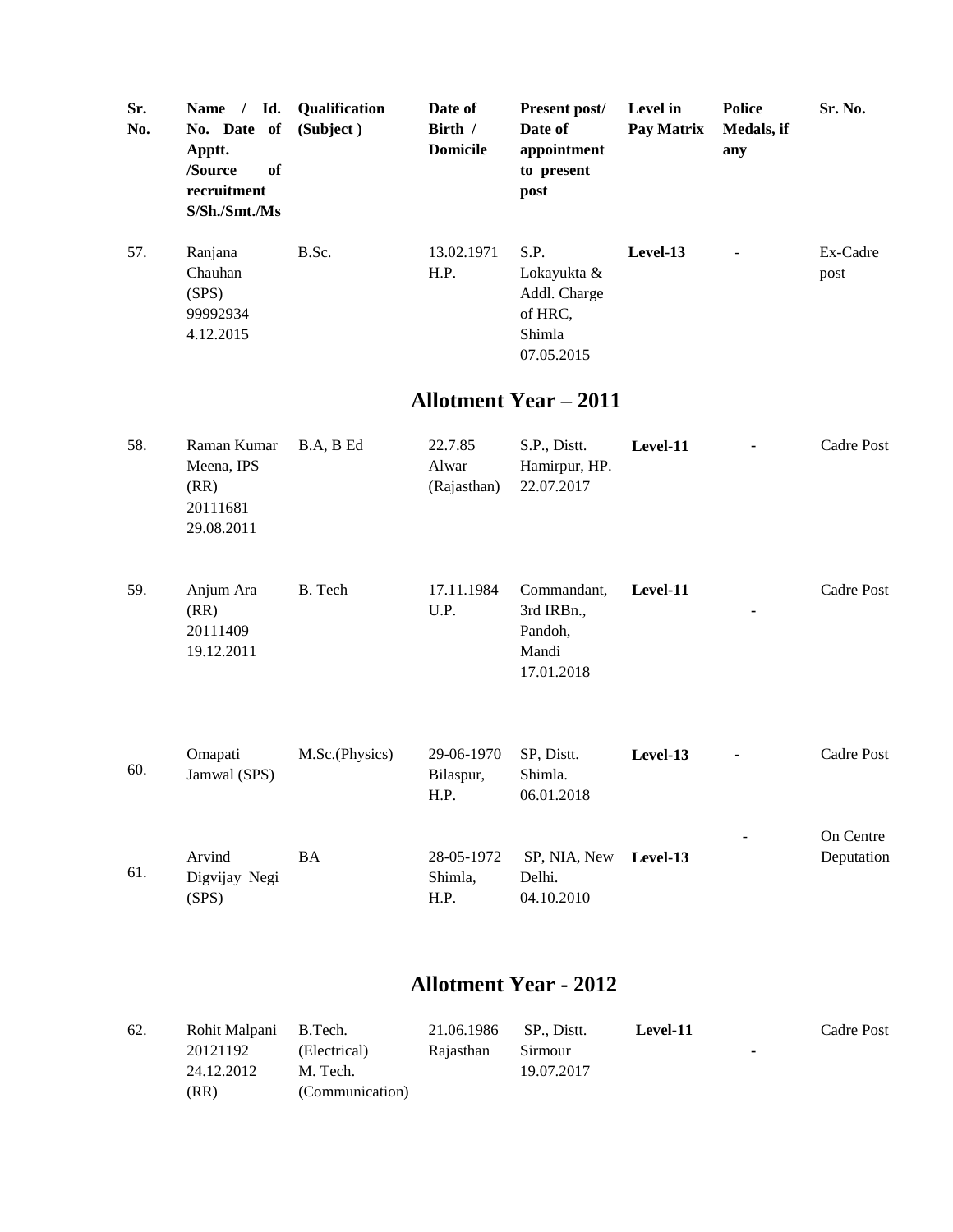| Sr. No. | Name / Id. No. Date of Apptt. /Source of recruitment S/Sh./Smt./Ms | Qualification (Subject ) | Date of Birth / Domicile | Present post/ Date of appointment to present post | Level in Pay Matrix | Police Medals, if any | Sr. No. |
|---|---|---|---|---|---|---|---|
| 57. | Ranjana Chauhan (SPS) 99992934 4.12.2015 | B.Sc. | 13.02.1971 H.P. | S.P. Lokayukta & Addl. Charge of HRC, Shimla 07.05.2015 | **Level-13** | - | Ex-Cadre post |

## Allotment Year – 2011

| Sr. No. | Name / Id. No. Date of Apptt. /Source of recruitment S/Sh./Smt./Ms | Qualification (Subject ) | Date of Birth / Domicile | Present post/ Date of appointment to present post | Level in Pay Matrix | Police Medals, if any | Sr. No. |
|---|---|---|---|---|---|---|---|
| 58. | Raman Kumar Meena, IPS (RR) 20111681 29.08.2011 | B.A, B Ed | 22.7.85 Alwar (Rajasthan) | S.P., Distt. Hamirpur, HP. 22.07.2017 | **Level-11** | - | Cadre Post |
| 59. | Anjum Ara (RR) 20111409 19.12.2011 | B. Tech | 17.11.1984 U.P. | Commandant, 3rd IRBn., Pandoh, Mandi 17.01.2018 | **Level-11** | - | Cadre Post |
| 60. | Omapati Jamwal (SPS) | M.Sc.(Physics) | 29-06-1970 Bilaspur, H.P. | SP, Distt. Shimla. 06.01.2018 | **Level-13** | - | Cadre Post |
| 61. | Arvind Digvijay Negi (SPS) | BA | 28-05-1972 Shimla, H.P. | SP, NIA, New Delhi. 04.10.2010 | **Level-13** | - | On Centre Deputation |

## Allotment Year - 2012

| Sr. No. | Name / Id. No. Date of Apptt. /Source of recruitment S/Sh./Smt./Ms | Qualification (Subject ) | Date of Birth / Domicile | Present post/ Date of appointment to present post | Level in Pay Matrix | Police Medals, if any | Sr. No. |
|---|---|---|---|---|---|---|---|
| 62. | Rohit Malpani 20121192 24.12.2012 (RR) | B.Tech. (Electrical) M. Tech. (Communication) | 21.06.1986 Rajasthan | SP., Distt. Sirmour 19.07.2017 | **Level-11** | - | Cadre Post |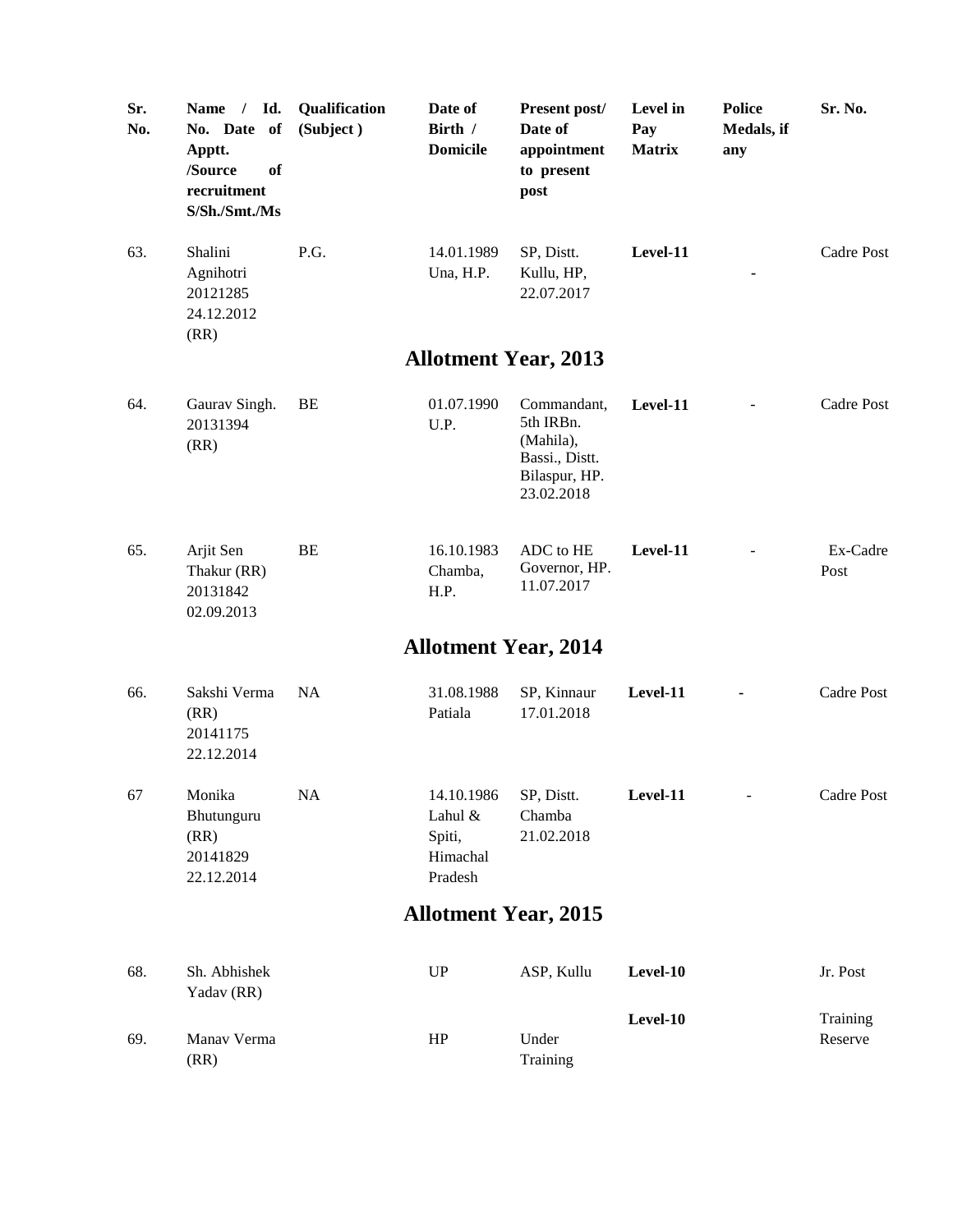| Sr. No. | Name / Id. No. Date of Apptt. /Source of recruitment S/Sh./Smt./Ms | Qualification (Subject ) | Date of Birth / Domicile | Present post/ Date of appointment to present post | Level in Pay Matrix | Police Medals, if any | Sr. No. |
|---|---|---|---|---|---|---|---|
| 63. | Shalini Agnihotri 20121285 24.12.2012 (RR) | P.G. | 14.01.1989 Una, H.P. | SP, Distt. Kullu, HP, 22.07.2017 | **Level-11** | - | Cadre Post |
| | | | **Allotment Year, 2013** | | | | |
| 64. | Gaurav Singh. 20131394 (RR) | BE | 01.07.1990 U.P. | Commandant, 5th IRBn. (Mahila), Bassi., Distt. Bilaspur, HP. 23.02.2018 | **Level-11** | - | Cadre Post |
| 65. | Arjit Sen Thakur (RR) 20131842 02.09.2013 | BE | 16.10.1983 Chamba, H.P. | ADC to HE Governor, HP. 11.07.2017 | **Level-11** | - | Ex-Cadre Post |
| | | | **Allotment Year, 2014** | | | | |
| 66. | Sakshi Verma (RR) 20141175 22.12.2014 | NA | 31.08.1988 Patiala | SP, Kinnaur 17.01.2018 | **Level-11** | - | Cadre Post |
| 67 | Monika Bhutunguru (RR) 20141829 22.12.2014 | NA | 14.10.1986 Lahul & Spiti, Himachal Pradesh | SP, Distt. Chamba 21.02.2018 | **Level-11** | - | Cadre Post |
| | | | **Allotment Year, 2015** | | | | |
| 68. | Sh. Abhishek Yadav (RR) | | UP | ASP, Kullu | **Level-10** | | Jr. Post |
| 69. | Manav Verma (RR) | | HP | Under Training | **Level-10** | | Training Reserve |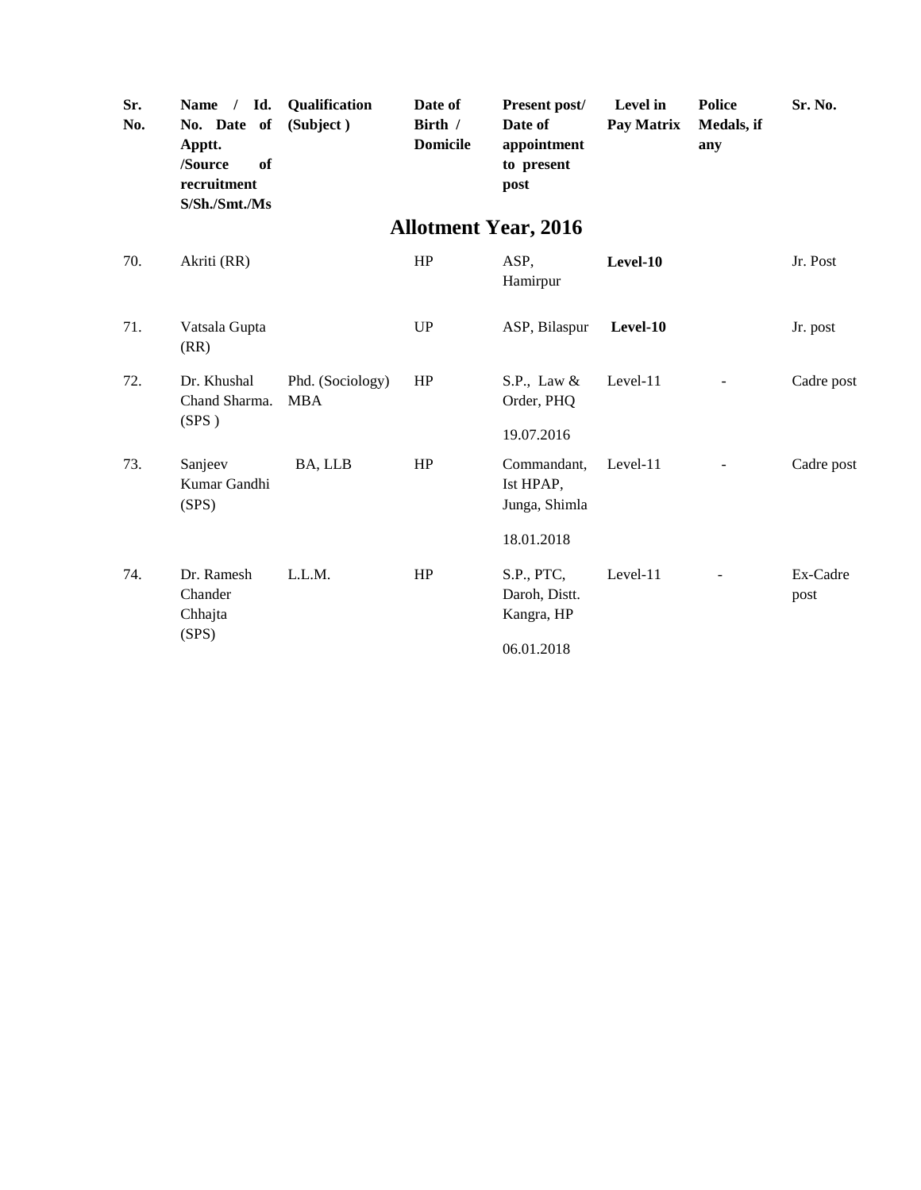| Sr. No. | Name / Id. No. Date of Apptt. /Source of recruitment S/Sh./Smt./Ms | Qualification (Subject ) | Date of Birth / Domicile | Present post/ Date of appointment to present post | Level in Pay Matrix | Police Medals, if any | Sr. No. |
|---|---|---|---|---|---|---|---|
| **Allotment Year, 2016** | | | | | | | |
| 70. | Akriti (RR) | | HP | ASP, Hamirpur | **Level-10** | | Jr. Post |
| 71. | Vatsala Gupta (RR) | | UP | ASP, Bilaspur | **Level-10** | | Jr. post |
| 72. | Dr. Khushal Chand Sharma. (SPS ) | Phd. (Sociology) MBA | HP | S.P., Law & Order, PHQ 19.07.2016 | Level-11 | - | Cadre post |
| 73. | Sanjeev Kumar Gandhi (SPS) | BA, LLB | HP | Commandant, Ist HPAP, Junga, Shimla 18.01.2018 | Level-11 | - | Cadre post |
| 74. | Dr. Ramesh Chander Chhajta (SPS) | L.L.M. | HP | S.P., PTC, Daroh, Distt. Kangra, HP 06.01.2018 | Level-11 | - | Ex-Cadre post |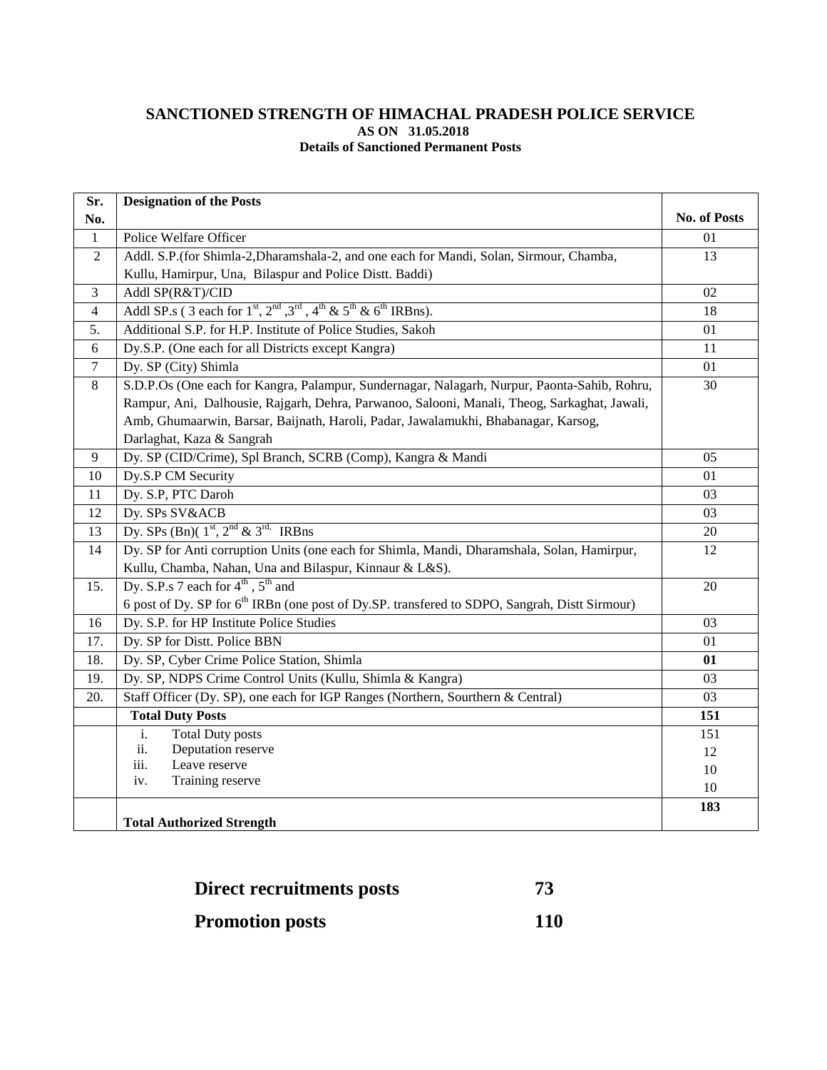## SANCTIONED STRENGTH OF HIMACHAL PRADESH POLICE SERVICE

**AS ON 31.05.2018**

**Details of Sanctioned Permanent Posts**

| Sr. No. | Designation of the Posts | No. of Posts |
|---|---|---|
| 1 | Police Welfare Officer | 01 |
| 2 | Addl. S.P.(for Shimla-2,Dharamshala-2, and one each for Mandi, Solan, Sirmour, Chamba, Kullu, Hamirpur, Una, Bilaspur and Police Distt. Baddi) | 13 |
| 3 | Addl SP(R&T)/CID | 02 |
| 4 | Addl SP.s ( 3 each for 1st, 2nd ,3rd , 4th & 5th & 6th IRBns). | 18 |
| 5. | Additional S.P. for H.P. Institute of Police Studies, Sakoh | 01 |
| 6 | Dy.S.P. (One each for all Districts except Kangra) | 11 |
| 7 | Dy. SP (City) Shimla | 01 |
| 8 | S.D.P.Os (One each for Kangra, Palampur, Sundernagar, Nalagarh, Nurpur, Paonta-Sahib, Rohru, Rampur, Ani, Dalhousie, Rajgarh, Dehra, Parwanoo, Salooni, Manali, Theog, Sarkaghat, Jawali, Amb, Ghumaarwin, Barsar, Baijnath, Haroli, Padar, Jawalamukhi, Bhabanagar, Karsog, Darlaghat, Kaza & Sangrah | 30 |
| 9 | Dy. SP (CID/Crime), Spl Branch, SCRB (Comp), Kangra & Mandi | 05 |
| 10 | Dy.S.P CM Security | 01 |
| 11 | Dy. S.P, PTC Daroh | 03 |
| 12 | Dy. SPs SV&ACB | 03 |
| 13 | Dy. SPs (Bn)( 1st, 2nd & 3rd, IRBns | 20 |
| 14 | Dy. SP for Anti corruption Units (one each for Shimla, Mandi, Dharamshala, Solan, Hamirpur, Kullu, Chamba, Nahan, Una and Bilaspur, Kinnaur & L&S). | 12 |
| 15. | Dy. S.P.s 7 each for 4th , 5th and 6 post of Dy. SP for 6th IRBn (one post of Dy.SP. transfered to SDPO, Sangrah, Distt Sirmour) | 20 |
| 16 | Dy. S.P. for HP Institute Police Studies | 03 |
| 17. | Dy. SP for Distt. Police BBN | 01 |
| 18. | Dy. SP, Cyber Crime Police Station, Shimla | **01** |
| 19. | Dy. SP, NDPS Crime Control Units (Kullu, Shimla & Kangra) | 03 |
| 20. | Staff Officer (Dy. SP), one each for IGP Ranges (Northern, Sourthern & Central) | 03 |
| | **Total Duty Posts** | **151** |
| | i. Total Duty posts | 151 |
| | ii. Deputation reserve | 12 |
| | iii. Leave reserve | 10 |
| | iv. Training reserve | 10 |
| | **Total Authorized Strength** | **183** |

| | |
|---|---|
| **Direct recruitments posts** | **73** |
| **Promotion posts** | **110** |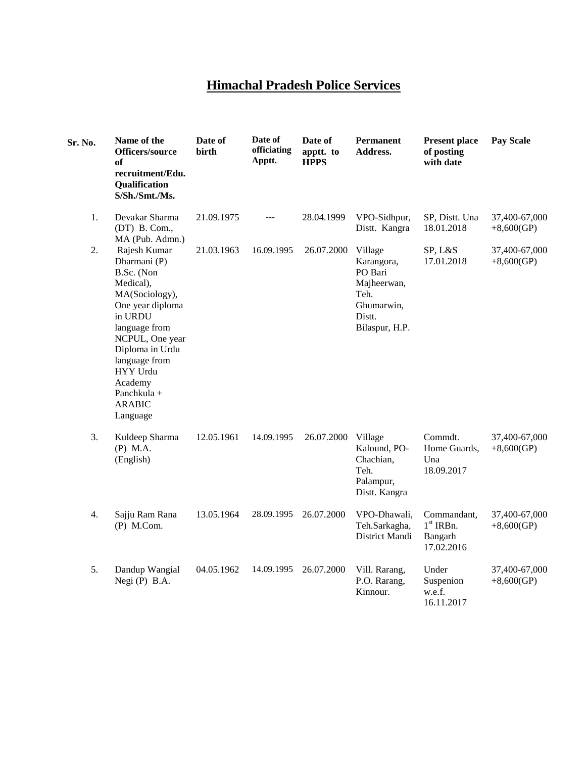# Himachal Pradesh Police Services

| Sr. No. | Name of the Officers/source of recruitment/Edu. Qualification S/Sh./Smt./Ms. | Date of birth | Date of officiating Apptt. | Date of apptt. to HPPS | Permanent Address. | Present place of posting with date | Pay Scale |
|---|---|---|---|---|---|---|---|
| 1. | Devakar Sharma (DT) B. Com., MA (Pub. Admn.) | 21.09.1975 | --- | 28.04.1999 | VPO-Sidhpur, Distt. Kangra | SP, Distt. Una 18.01.2018 | 37,400-67,000 +8,600(GP) |
| 2. | Rajesh Kumar Dharmani (P) B.Sc. (Non Medical), MA(Sociology), One year diploma in URDU language from NCPUL, One year Diploma in Urdu language from HYY Urdu Academy Panchkula + ARABIC Language | 21.03.1963 | 16.09.1995 | 26.07.2000 | Village Karangora, PO Bari Majheerwan, Teh. Ghumarwin, Distt. Bilaspur, H.P. | SP, L&S 17.01.2018 | 37,400-67,000 +8,600(GP) |
| 3. | Kuldeep Sharma (P) M.A. (English) | 12.05.1961 | 14.09.1995 | 26.07.2000 | Village Kalound, PO-Chachian, Teh. Palampur, Distt. Kangra | Commdt. Home Guards, Una 18.09.2017 | 37,400-67,000 +8,600(GP) |
| 4. | Sajju Ram Rana (P) M.Com. | 13.05.1964 | 28.09.1995 | 26.07.2000 | VPO-Dhawali, Teh.Sarkagha, District Mandi | Commandant, 1st IRBn. Bangarh 17.02.2016 | 37,400-67,000 +8,600(GP) |
| 5. | Dandup Wangial Negi (P) B.A. | 04.05.1962 | 14.09.1995 | 26.07.2000 | Vill. Rarang, P.O. Rarang, Kinnour. | Under Suspenion w.e.f. 16.11.2017 | 37,400-67,000 +8,600(GP) |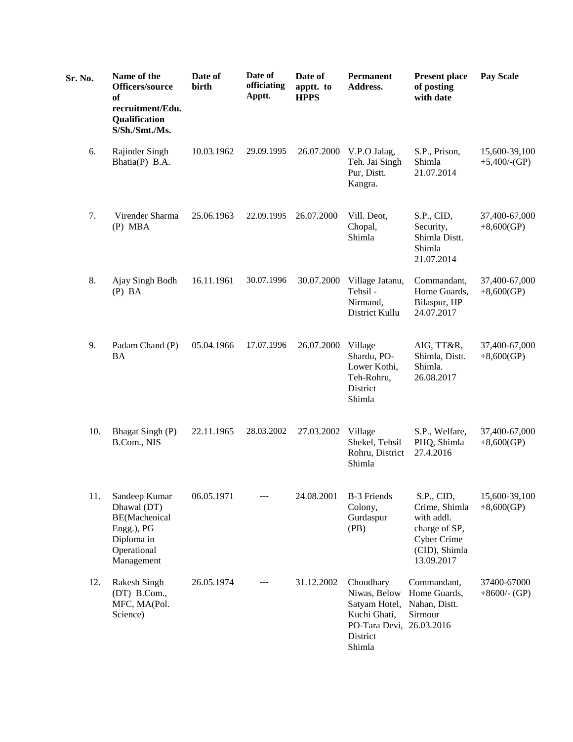| Sr. No. | Name of the Officers/source of recruitment/Edu. Qualification S/Sh./Smt./Ms. | Date of birth | Date of officiating Apptt. | Date of apptt. to HPPS | Permanent Address. | Present place of posting with date | Pay Scale |
|---|---|---|---|---|---|---|---|
| 6. | Rajinder Singh Bhatia(P) B.A. | 10.03.1962 | 29.09.1995 | 26.07.2000 | V.P.O Jalag, Teh. Jai Singh Pur, Distt. Kangra. | S.P., Prison, Shimla 21.07.2014 | 15,600-39,100 +5,400/-(GP) |
| 7. | Virender Sharma (P) MBA | 25.06.1963 | 22.09.1995 | 26.07.2000 | Vill. Deot, Chopal, Shimla | S.P., CID, Security, Shimla Distt. Shimla 21.07.2014 | 37,400-67,000 +8,600(GP) |
| 8. | Ajay Singh Bodh (P) BA | 16.11.1961 | 30.07.1996 | 30.07.2000 | Village Jatanu, Tehsil - Nirmand, District Kullu | Commandant, Home Guards, Bilaspur, HP 24.07.2017 | 37,400-67,000 +8,600(GP) |
| 9. | Padam Chand (P) BA | 05.04.1966 | 17.07.1996 | 26.07.2000 | Village Shardu, PO-Lower Kothi, Teh-Rohru, District Shimla | AIG, TT&R, Shimla, Distt. Shimla. 26.08.2017 | 37,400-67,000 +8,600(GP) |
| 10. | Bhagat Singh (P) B.Com., NIS | 22.11.1965 | 28.03.2002 | 27.03.2002 | Village Shekel, Tehsil Rohru, District Shimla | S.P., Welfare, PHQ, Shimla 27.4.2016 | 37,400-67,000 +8,600(GP) |
| 11. | Sandeep Kumar Dhawal (DT) BE(Machenical Engg.), PG Diploma in Operational Management | 06.05.1971 | --- | 24.08.2001 | B-3 Friends Colony, Gurdaspur (PB) | S.P., CID, Crime, Shimla with addl. charge of SP, Cyber Crime (CID), Shimla 13.09.2017 | 15,600-39,100 +8,600(GP) |
| 12. | Rakesh Singh (DT) B.Com., MFC, MA(Pol. Science) | 26.05.1974 | --- | 31.12.2002 | Choudhary Niwas, Below Satyam Hotel, Kuchi Ghati, PO-Tara Devi, District Shimla | Commandant, Home Guards, Nahan, Distt. Sirmour 26.03.2016 | 37400-67000 +8600/- (GP) |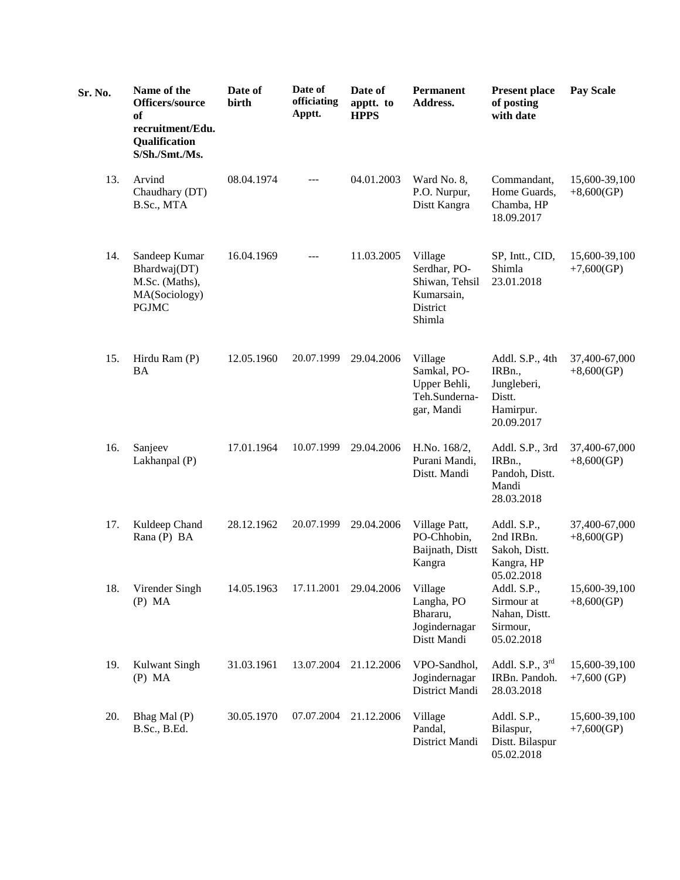| Sr. No. | Name of the Officers/source of recruitment/Edu. Qualification S/Sh./Smt./Ms. | Date of birth | Date of officiating Apptt. | Date of apptt. to HPPS | Permanent Address. | Present place of posting with date | Pay Scale |
|---|---|---|---|---|---|---|---|
| 13. | Arvind Chaudhary (DT) B.Sc., MTA | 08.04.1974 | --- | 04.01.2003 | Ward No. 8, P.O. Nurpur, Distt Kangra | Commandant, Home Guards, Chamba, HP 18.09.2017 | 15,600-39,100 +8,600(GP) |
| 14. | Sandeep Kumar Bhardwaj(DT) M.Sc. (Maths), MA(Sociology) PGJMC | 16.04.1969 | --- | 11.03.2005 | Village Serdhar, PO-Shiwan, Tehsil Kumarsain, District Shimla | SP, Intt., CID, Shimla 23.01.2018 | 15,600-39,100 +7,600(GP) |
| 15. | Hirdu Ram (P) BA | 12.05.1960 | 20.07.1999 | 29.04.2006 | Village Samkal, PO-Upper Behli, Teh.Sunderna-gar, Mandi | Addl. S.P., 4th IRBn., Jungleberi, Distt. Hamirpur. 20.09.2017 | 37,400-67,000 +8,600(GP) |
| 16. | Sanjeev Lakhanpal (P) | 17.01.1964 | 10.07.1999 | 29.04.2006 | H.No. 168/2, Purani Mandi, Distt. Mandi | Addl. S.P., 3rd IRBn., Pandoh, Distt. Mandi 28.03.2018 | 37,400-67,000 +8,600(GP) |
| 17. | Kuldeep Chand Rana (P) BA | 28.12.1962 | 20.07.1999 | 29.04.2006 | Village Patt, PO-Chhobin, Baijnath, Distt Kangra | Addl. S.P., 2nd IRBn. Sakoh, Distt. Kangra, HP 05.02.2018 | 37,400-67,000 +8,600(GP) |
| 18. | Virender Singh (P) MA | 14.05.1963 | 17.11.2001 | 29.04.2006 | Village Langha, PO Bhararu, Jogindernagar Distt Mandi | Addl. S.P., Sirmour at Nahan, Distt. Sirmour, 05.02.2018 | 15,600-39,100 +8,600(GP) |
| 19. | Kulwant Singh (P) MA | 31.03.1961 | 13.07.2004 | 21.12.2006 | VPO-Sandhol, Jogindernagar District Mandi | Addl. S.P., 3rd IRBn. Pandoh. 28.03.2018 | 15,600-39,100 +7,600 (GP) |
| 20. | Bhag Mal (P) B.Sc., B.Ed. | 30.05.1970 | 07.07.2004 | 21.12.2006 | Village Pandal, District Mandi | Addl. S.P., Bilaspur, Distt. Bilaspur 05.02.2018 | 15,600-39,100 +7,600(GP) |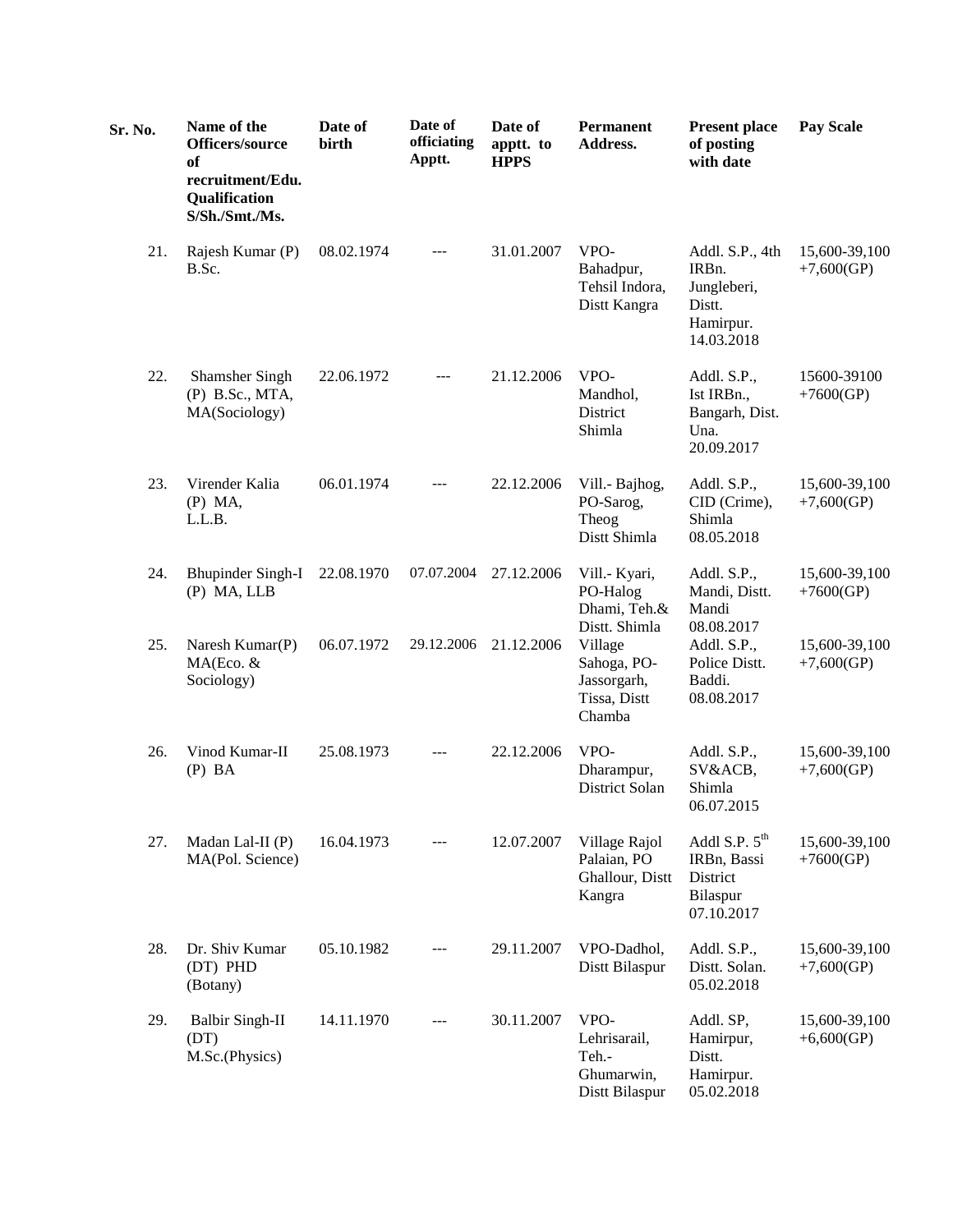| Sr. No. | Name of the Officers/source of recruitment/Edu. Qualification S/Sh./Smt./Ms. | Date of birth | Date of officiating Apptt. | Date of apptt. to HPPS | Permanent Address. | Present place of posting with date | Pay Scale |
|---|---|---|---|---|---|---|---|
| 21. | Rajesh Kumar (P) B.Sc. | 08.02.1974 | --- | 31.01.2007 | VPO-Bahadpur, Tehsil Indora, Distt Kangra | Addl. S.P., 4th IRBn. Jungleberi, Distt. Hamirpur. 14.03.2018 | 15,600-39,100 +7,600(GP) |
| 22. | Shamsher Singh (P) B.Sc., MTA, MA(Sociology) | 22.06.1972 | --- | 21.12.2006 | VPO-Mandhol, District Shimla | Addl. S.P., Ist IRBn., Bangarh, Dist. Una. 20.09.2017 | 15600-39100 +7600(GP) |
| 23. | Virender Kalia (P) MA, L.L.B. | 06.01.1974 | --- | 22.12.2006 | Vill.- Bajhog, PO-Sarog, Theog Distt Shimla | Addl. S.P., CID (Crime), Shimla 08.05.2018 | 15,600-39,100 +7,600(GP) |
| 24. | Bhupinder Singh-I (P) MA, LLB | 22.08.1970 | 07.07.2004 | 27.12.2006 | Vill.- Kyari, PO-Halog Dhami, Teh.& Distt. Shimla | Addl. S.P., Mandi, Distt. Mandi 08.08.2017 | 15,600-39,100 +7600(GP) |
| 25. | Naresh Kumar(P) MA(Eco. & Sociology) | 06.07.1972 | 29.12.2006 | 21.12.2006 | Village Sahoga, PO-Jassorgarh, Tissa, Distt Chamba | Addl. S.P., Police Distt. Baddi. 08.08.2017 | 15,600-39,100 +7,600(GP) |
| 26. | Vinod Kumar-II (P) BA | 25.08.1973 | --- | 22.12.2006 | VPO-Dharampur, District Solan | Addl. S.P., SV&ACB, Shimla 06.07.2015 | 15,600-39,100 +7,600(GP) |
| 27. | Madan Lal-II (P) MA(Pol. Science) | 16.04.1973 | --- | 12.07.2007 | Village Rajol Palaian, PO Ghallour, Distt Kangra | Addl S.P. 5th IRBn, Bassi District Bilaspur 07.10.2017 | 15,600-39,100 +7600(GP) |
| 28. | Dr. Shiv Kumar (DT) PHD (Botany) | 05.10.1982 | --- | 29.11.2007 | VPO-Dadhol, Distt Bilaspur | Addl. S.P., Distt. Solan. 05.02.2018 | 15,600-39,100 +7,600(GP) |
| 29. | Balbir Singh-II (DT) M.Sc.(Physics) | 14.11.1970 | --- | 30.11.2007 | VPO-Lehrisarail, Teh.-Ghumarwin, Distt Bilaspur | Addl. SP, Hamirpur, Distt. Hamirpur. 05.02.2018 | 15,600-39,100 +6,600(GP) |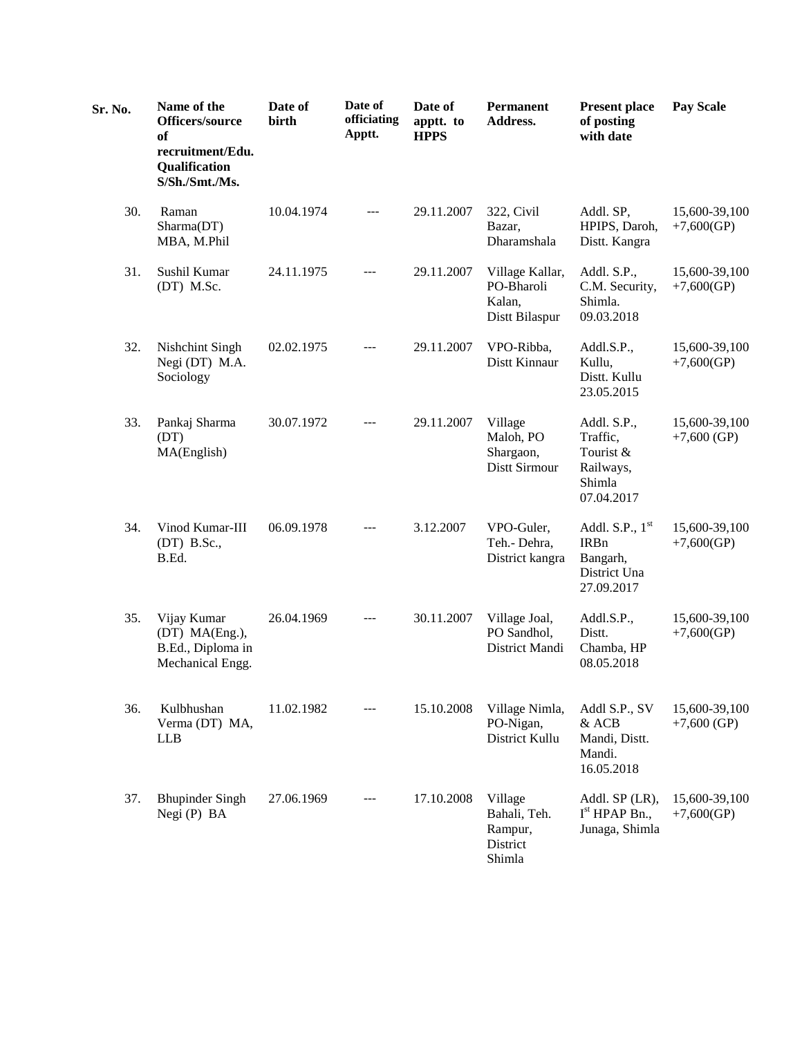| Sr. No. | Name of the Officers/source of recruitment/Edu. Qualification S/Sh./Smt./Ms. | Date of birth | Date of officiating Apptt. | Date of apptt. to HPPS | Permanent Address. | Present place of posting with date | Pay Scale |
|---|---|---|---|---|---|---|---|
| 30. | Raman Sharma(DT) MBA, M.Phil | 10.04.1974 | --- | 29.11.2007 | 322, Civil Bazar, Dharamshala | Addl. SP, HPIPS, Daroh, Distt. Kangra | 15,600-39,100 +7,600(GP) |
| 31. | Sushil Kumar (DT) M.Sc. | 24.11.1975 | --- | 29.11.2007 | Village Kallar, PO-Bharoli Kalan, Distt Bilaspur | Addl. S.P., C.M. Security, Shimla. 09.03.2018 | 15,600-39,100 +7,600(GP) |
| 32. | Nishchint Singh Negi (DT) M.A. Sociology | 02.02.1975 | --- | 29.11.2007 | VPO-Ribba, Distt Kinnaur | Addl.S.P., Kullu, Distt. Kullu 23.05.2015 | 15,600-39,100 +7,600(GP) |
| 33. | Pankaj Sharma (DT) MA(English) | 30.07.1972 | --- | 29.11.2007 | Village Maloh, PO Shargaon, Distt Sirmour | Addl. S.P., Traffic, Tourist & Railways, Shimla 07.04.2017 | 15,600-39,100 +7,600 (GP) |
| 34. | Vinod Kumar-III (DT) B.Sc., B.Ed. | 06.09.1978 | --- | 3.12.2007 | VPO-Guler, Teh.- Dehra, District kangra | Addl. S.P., 1st IRBn Bangarh, District Una 27.09.2017 | 15,600-39,100 +7,600(GP) |
| 35. | Vijay Kumar (DT) MA(Eng.), B.Ed., Diploma in Mechanical Engg. | 26.04.1969 | --- | 30.11.2007 | Village Joal, PO Sandhol, District Mandi | Addl.S.P., Distt. Chamba, HP 08.05.2018 | 15,600-39,100 +7,600(GP) |
| 36. | Kulbhushan Verma (DT) MA, LLB | 11.02.1982 | --- | 15.10.2008 | Village Nimla, PO-Nigan, District Kullu | Addl S.P., SV & ACB Mandi, Distt. Mandi. 16.05.2018 | 15,600-39,100 +7,600 (GP) |
| 37. | Bhupinder Singh Negi (P) BA | 27.06.1969 | --- | 17.10.2008 | Village Bahali, Teh. Rampur, District Shimla | Addl. SP (LR), Ist HPAP Bn., Junaga, Shimla | 15,600-39,100 +7,600(GP) |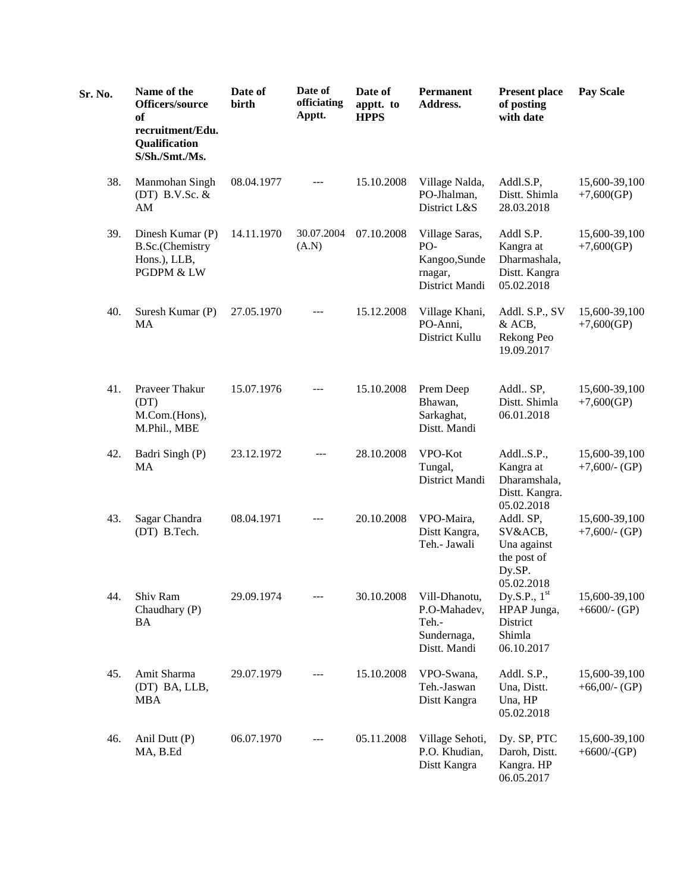| Sr. No. | Name of the Officers/source of recruitment/Edu. Qualification S/Sh./Smt./Ms. | Date of birth | Date of officiating Apptt. | Date of apptt. to HPPS | Permanent Address. | Present place of posting with date | Pay Scale |
|---|---|---|---|---|---|---|---|
| 38. | Manmohan Singh (DT) B.V.Sc. & AM | 08.04.1977 | --- | 15.10.2008 | Village Nalda, PO-Jhalman, District L&S | Addl.S.P, Distt. Shimla 28.03.2018 | 15,600-39,100 +7,600(GP) |
| 39. | Dinesh Kumar (P) B.Sc.(Chemistry Hons.), LLB, PGDPM & LW | 14.11.1970 | 30.07.2004 (A.N) | 07.10.2008 | Village Saras, PO-Kangoo,Sundernagar, District Mandi | Addl S.P. Kangra at Dharmashala, Distt. Kangra 05.02.2018 | 15,600-39,100 +7,600(GP) |
| 40. | Suresh Kumar (P) MA | 27.05.1970 | --- | 15.12.2008 | Village Khani, PO-Anni, District Kullu | Addl. S.P., SV & ACB, Rekong Peo 19.09.2017 | 15,600-39,100 +7,600(GP) |
| 41. | Praveer Thakur (DT) M.Com.(Hons), M.Phil., MBE | 15.07.1976 | --- | 15.10.2008 | Prem Deep Bhawan, Sarkaghat, Distt. Mandi | Addl.. SP, Distt. Shimla 06.01.2018 | 15,600-39,100 +7,600(GP) |
| 42. | Badri Singh (P) MA | 23.12.1972 | --- | 28.10.2008 | VPO-Kot Tungal, District Mandi | Addl..S.P., Kangra at Dharamshala, Distt. Kangra. 05.02.2018 | 15,600-39,100 +7,600/- (GP) |
| 43. | Sagar Chandra (DT) B.Tech. | 08.04.1971 | --- | 20.10.2008 | VPO-Maira, Distt Kangra, Teh.- Jawali | Addl. SP, SV&ACB, Una against the post of Dy.SP. 05.02.2018 | 15,600-39,100 +7,600/- (GP) |
| 44. | Shiv Ram Chaudhary (P) BA | 29.09.1974 | --- | 30.10.2008 | Vill-Dhanotu, P.O-Mahadev, Teh.-Sundernaga, Distt. Mandi | Dy.S.P., 1st HPAP Junga, District Shimla 06.10.2017 | 15,600-39,100 +6600/- (GP) |
| 45. | Amit Sharma (DT) BA, LLB, MBA | 29.07.1979 | --- | 15.10.2008 | VPO-Swana, Teh.-Jaswan Distt Kangra | Addl. S.P., Una, Distt. Una, HP 05.02.2018 | 15,600-39,100 +66,00/- (GP) |
| 46. | Anil Dutt (P) MA, B.Ed | 06.07.1970 | --- | 05.11.2008 | Village Sehoti, P.O. Khudian, Distt Kangra | Dy. SP, PTC Daroh, Distt. Kangra. HP 06.05.2017 | 15,600-39,100 +6600/-(GP) |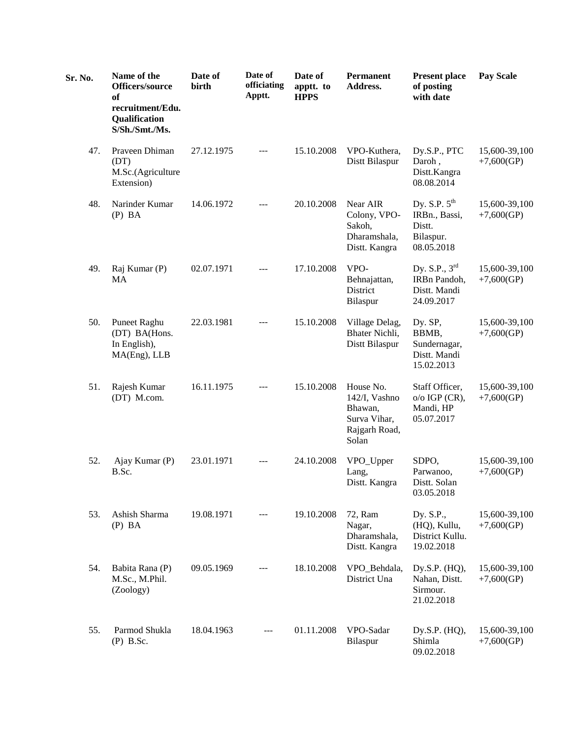| Sr. No. | Name of the Officers/source of recruitment/Edu. Qualification S/Sh./Smt./Ms. | Date of birth | Date of officiating Apptt. | Date of apptt. to HPPS | Permanent Address. | Present place of posting with date | Pay Scale |
|---|---|---|---|---|---|---|---|
| 47. | Praveen Dhiman (DT) M.Sc.(Agriculture Extension) | 27.12.1975 | --- | 15.10.2008 | VPO-Kuthera, Distt Bilaspur | Dy.S.P., PTC Daroh , Distt.Kangra 08.08.2014 | 15,600-39,100 +7,600(GP) |
| 48. | Narinder Kumar (P) BA | 14.06.1972 | --- | 20.10.2008 | Near AIR Colony, VPO-Sakoh, Dharamshala, Distt. Kangra | Dy. S.P. 5th IRBn., Bassi, Distt. Bilaspur. 08.05.2018 | 15,600-39,100 +7,600(GP) |
| 49. | Raj Kumar (P) MA | 02.07.1971 | --- | 17.10.2008 | VPO-Behnajattan, District Bilaspur | Dy. S.P., 3rd IRBn Pandoh, Distt. Mandi 24.09.2017 | 15,600-39,100 +7,600(GP) |
| 50. | Puneet Raghu (DT) BA(Hons. In English), MA(Eng), LLB | 22.03.1981 | --- | 15.10.2008 | Village Delag, Bhater Nichli, Distt Bilaspur | Dy. SP, BBMB, Sundernagar, Distt. Mandi 15.02.2013 | 15,600-39,100 +7,600(GP) |
| 51. | Rajesh Kumar (DT) M.com. | 16.11.1975 | --- | 15.10.2008 | House No. 142/I, Vashno Bhawan, Surva Vihar, Rajgarh Road, Solan | Staff Officer, o/o IGP (CR), Mandi, HP 05.07.2017 | 15,600-39,100 +7,600(GP) |
| 52. | Ajay Kumar (P) B.Sc. | 23.01.1971 | --- | 24.10.2008 | VPO_Upper Lang, Distt. Kangra | SDPO, Parwanoo, Distt. Solan 03.05.2018 | 15,600-39,100 +7,600(GP) |
| 53. | Ashish Sharma (P) BA | 19.08.1971 | --- | 19.10.2008 | 72, Ram Nagar, Dharamshala, Distt. Kangra | Dy. S.P., (HQ), Kullu, District Kullu. 19.02.2018 | 15,600-39,100 +7,600(GP) |
| 54. | Babita Rana (P) M.Sc., M.Phil. (Zoology) | 09.05.1969 | --- | 18.10.2008 | VPO_Behdala, District Una | Dy.S.P. (HQ), Nahan, Distt. Sirmour. 21.02.2018 | 15,600-39,100 +7,600(GP) |
| 55. | Parmod Shukla (P) B.Sc. | 18.04.1963 | --- | 01.11.2008 | VPO-Sadar Bilaspur | Dy.S.P. (HQ), Shimla 09.02.2018 | 15,600-39,100 +7,600(GP) |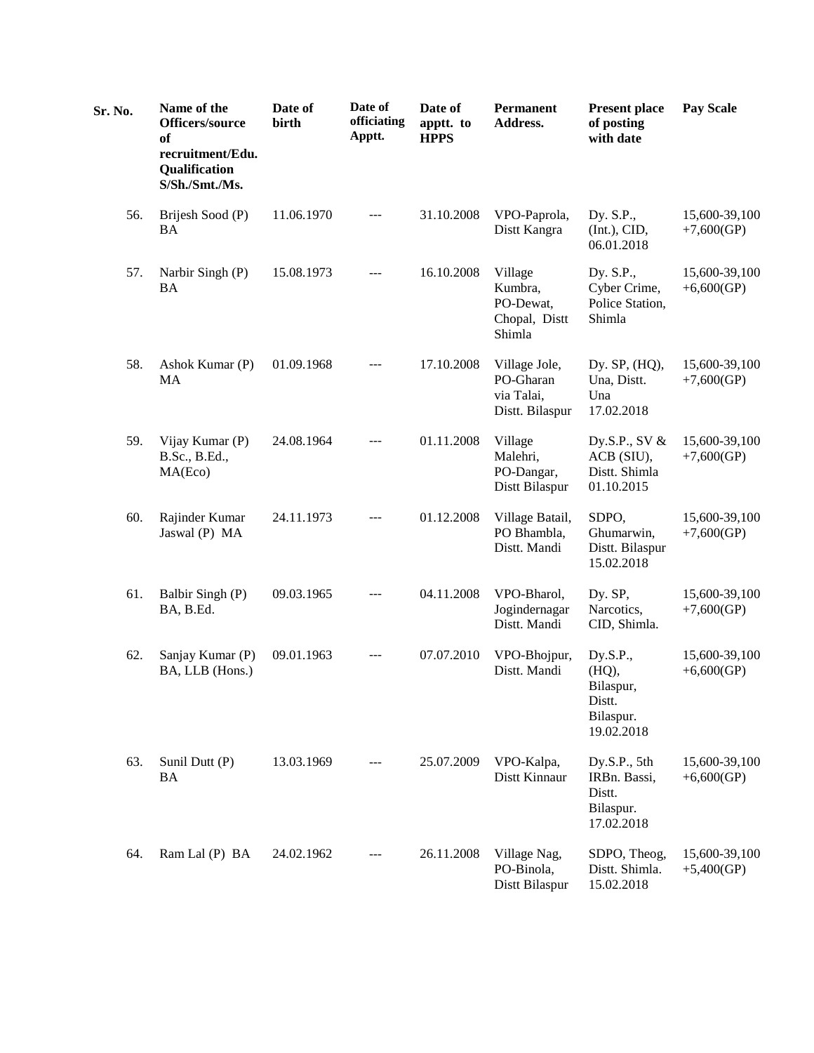| Sr. No. | Name of the Officers/source of recruitment/Edu. Qualification S/Sh./Smt./Ms. | Date of birth | Date of officiating Apptt. | Date of apptt. to HPPS | Permanent Address. | Present place of posting with date | Pay Scale |
|---|---|---|---|---|---|---|---|
| 56. | Brijesh Sood (P) BA | 11.06.1970 | --- | 31.10.2008 | VPO-Paprola, Distt Kangra | Dy. S.P., (Int.), CID, 06.01.2018 | 15,600-39,100 +7,600(GP) |
| 57. | Narbir Singh (P) BA | 15.08.1973 | --- | 16.10.2008 | Village Kumbra, PO-Dewat, Chopal, Distt Shimla | Dy. S.P., Cyber Crime, Police Station, Shimla | 15,600-39,100 +6,600(GP) |
| 58. | Ashok Kumar (P) MA | 01.09.1968 | --- | 17.10.2008 | Village Jole, PO-Gharan via Talai, Distt. Bilaspur | Dy. SP, (HQ), Una, Distt. Una 17.02.2018 | 15,600-39,100 +7,600(GP) |
| 59. | Vijay Kumar (P) B.Sc., B.Ed., MA(Eco) | 24.08.1964 | --- | 01.11.2008 | Village Malehri, PO-Dangar, Distt Bilaspur | Dy.S.P., SV & ACB (SIU), Distt. Shimla 01.10.2015 | 15,600-39,100 +7,600(GP) |
| 60. | Rajinder Kumar Jaswal (P) MA | 24.11.1973 | --- | 01.12.2008 | Village Batail, PO Bhambla, Distt. Mandi | SDPO, Ghumarwin, Distt. Bilaspur 15.02.2018 | 15,600-39,100 +7,600(GP) |
| 61. | Balbir Singh (P) BA, B.Ed. | 09.03.1965 | --- | 04.11.2008 | VPO-Bharol, Jogindernagar Distt. Mandi | Dy. SP, Narcotics, CID, Shimla. | 15,600-39,100 +7,600(GP) |
| 62. | Sanjay Kumar (P) BA, LLB (Hons.) | 09.01.1963 | --- | 07.07.2010 | VPO-Bhojpur, Distt. Mandi | Dy.S.P., (HQ), Bilaspur, Distt. Bilaspur. 19.02.2018 | 15,600-39,100 +6,600(GP) |
| 63. | Sunil Dutt (P) BA | 13.03.1969 | --- | 25.07.2009 | VPO-Kalpa, Distt Kinnaur | Dy.S.P., 5th IRBn. Bassi, Distt. Bilaspur. 17.02.2018 | 15,600-39,100 +6,600(GP) |
| 64. | Ram Lal (P) BA | 24.02.1962 | --- | 26.11.2008 | Village Nag, PO-Binola, Distt Bilaspur | SDPO, Theog, Distt. Shimla. 15.02.2018 | 15,600-39,100 +5,400(GP) |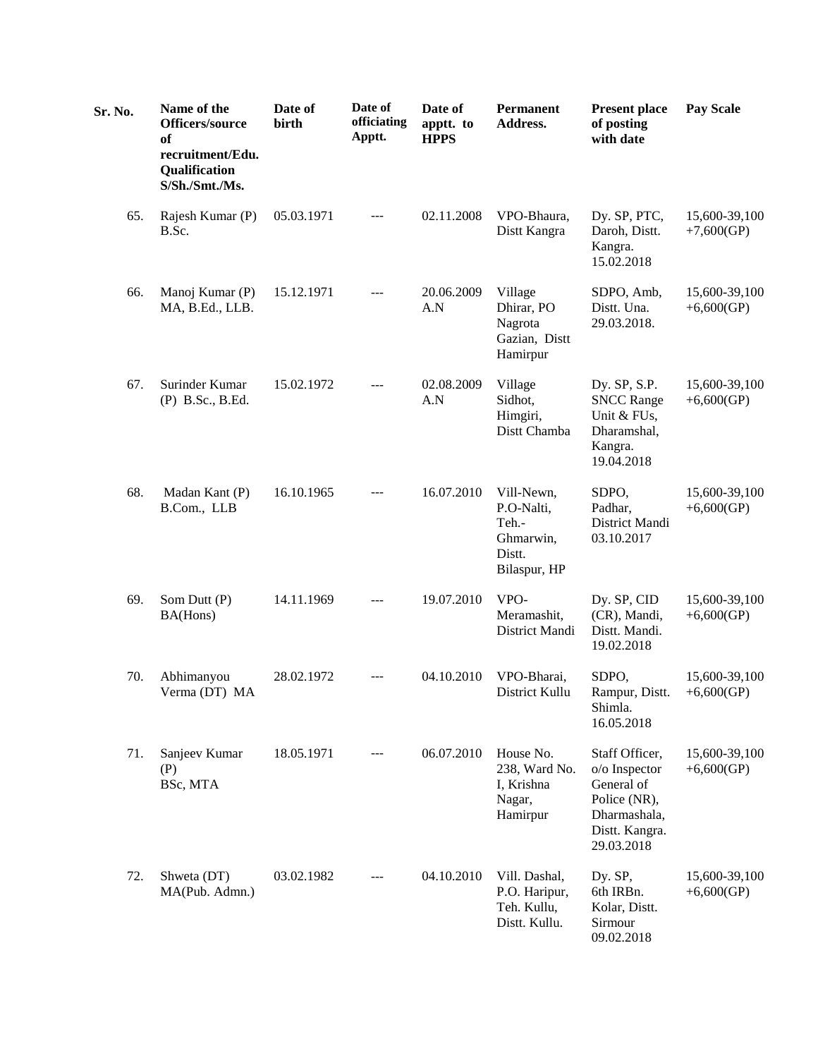| Sr. No. | Name of the Officers/source of recruitment/Edu. Qualification S/Sh./Smt./Ms. | Date of birth | Date of officiating Apptt. | Date of apptt. to HPPS | Permanent Address. | Present place of posting with date | Pay Scale |
|---|---|---|---|---|---|---|---|
| 65. | Rajesh Kumar (P) B.Sc. | 05.03.1971 | --- | 02.11.2008 | VPO-Bhaura, Distt Kangra | Dy. SP, PTC, Daroh, Distt. Kangra. 15.02.2018 | 15,600-39,100 +7,600(GP) |
| 66. | Manoj Kumar (P) MA, B.Ed., LLB. | 15.12.1971 | --- | 20.06.2009 A.N | Village Dhirar, PO Nagrota Gazian, Distt Hamirpur | SDPO, Amb, Distt. Una. 29.03.2018. | 15,600-39,100 +6,600(GP) |
| 67. | Surinder Kumar (P) B.Sc., B.Ed. | 15.02.1972 | --- | 02.08.2009 A.N | Village Sidhot, Himgiri, Distt Chamba | Dy. SP, S.P. SNCC Range Unit & FUs, Dharamshal, Kangra. 19.04.2018 | 15,600-39,100 +6,600(GP) |
| 68. | Madan Kant (P) B.Com., LLB | 16.10.1965 | --- | 16.07.2010 | Vill-Newn, P.O-Nalti, Teh.-Ghmarwin, Distt. Bilaspur, HP | SDPO, Padhar, District Mandi 03.10.2017 | 15,600-39,100 +6,600(GP) |
| 69. | Som Dutt (P) BA(Hons) | 14.11.1969 | --- | 19.07.2010 | VPO-Meramashit, District Mandi | Dy. SP, CID (CR), Mandi, Distt. Mandi. 19.02.2018 | 15,600-39,100 +6,600(GP) |
| 70. | Abhimanyou Verma (DT) MA | 28.02.1972 | --- | 04.10.2010 | VPO-Bharai, District Kullu | SDPO, Rampur, Distt. Shimla. 16.05.2018 | 15,600-39,100 +6,600(GP) |
| 71. | Sanjeev Kumar (P) BSc, MTA | 18.05.1971 | --- | 06.07.2010 | House No. 238, Ward No. I, Krishna Nagar, Hamirpur | Staff Officer, o/o Inspector General of Police (NR), Dharmashala, Distt. Kangra. 29.03.2018 | 15,600-39,100 +6,600(GP) |
| 72. | Shweta (DT) MA(Pub. Admn.) | 03.02.1982 | --- | 04.10.2010 | Vill. Dashal, P.O. Haripur, Teh. Kullu, Distt. Kullu. | Dy. SP, 6th IRBn. Kolar, Distt. Sirmour 09.02.2018 | 15,600-39,100 +6,600(GP) |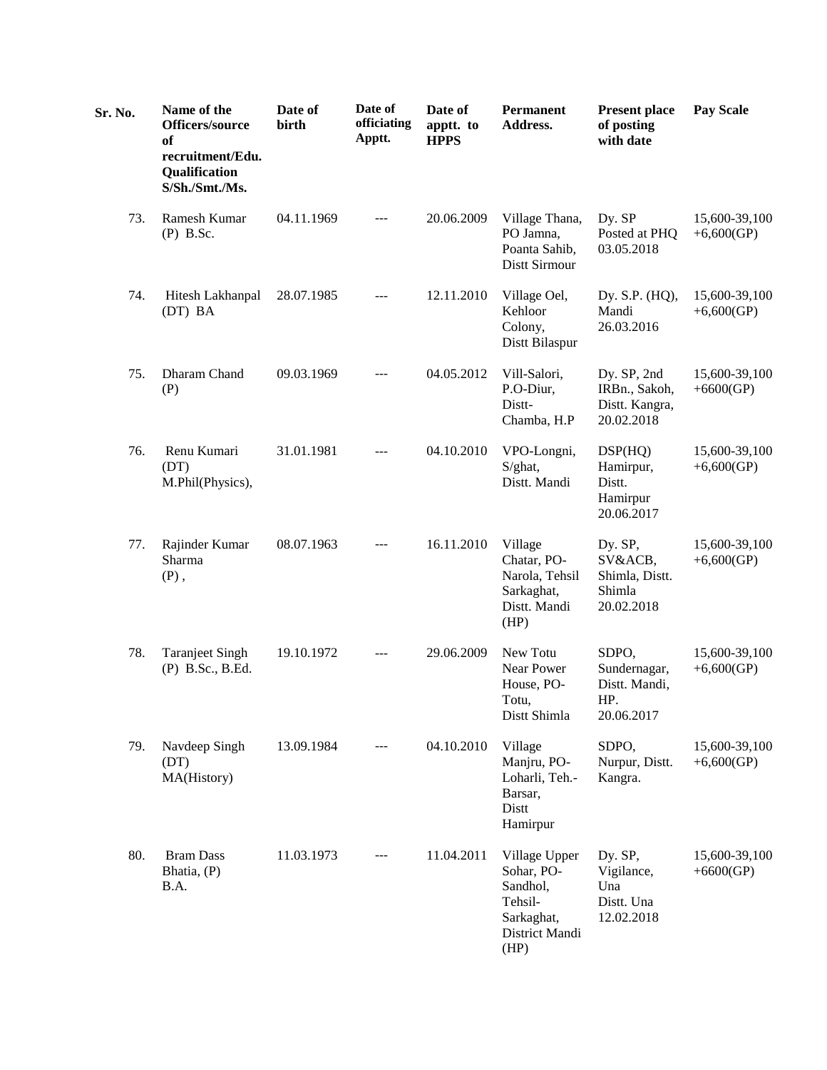| Sr. No. | Name of the Officers/source of recruitment/Edu. Qualification S/Sh./Smt./Ms. | Date of birth | Date of officiating Apptt. | Date of apptt. to HPPS | Permanent Address. | Present place of posting with date | Pay Scale |
|---|---|---|---|---|---|---|---|
| 73. | Ramesh Kumar (P) B.Sc. | 04.11.1969 | --- | 20.06.2009 | Village Thana, PO Jamna, Poanta Sahib, Distt Sirmour | Dy. SP Posted at PHQ 03.05.2018 | 15,600-39,100 +6,600(GP) |
| 74. | Hitesh Lakhanpal (DT) BA | 28.07.1985 | --- | 12.11.2010 | Village Oel, Kehloor Colony, Distt Bilaspur | Dy. S.P. (HQ), Mandi 26.03.2016 | 15,600-39,100 +6,600(GP) |
| 75. | Dharam Chand (P) | 09.03.1969 | --- | 04.05.2012 | Vill-Salori, P.O-Diur, Distt-Chamba, H.P | Dy. SP, 2nd IRBn., Sakoh, Distt. Kangra, 20.02.2018 | 15,600-39,100 +6600(GP) |
| 76. | Renu Kumari (DT) M.Phil(Physics), | 31.01.1981 | --- | 04.10.2010 | VPO-Longni, S/ghat, Distt. Mandi | DSP(HQ) Hamirpur, Distt. Hamirpur 20.06.2017 | 15,600-39,100 +6,600(GP) |
| 77. | Rajinder Kumar Sharma (P) , | 08.07.1963 | --- | 16.11.2010 | Village Chatar, PO-Narola, Tehsil Sarkaghat, Distt. Mandi (HP) | Dy. SP, SV&ACB, Shimla, Distt. Shimla 20.02.2018 | 15,600-39,100 +6,600(GP) |
| 78. | Taranjeet Singh (P) B.Sc., B.Ed. | 19.10.1972 | --- | 29.06.2009 | New Totu Near Power House, PO-Totu, Distt Shimla | SDPO, Sundernagar, Distt. Mandi, HP. 20.06.2017 | 15,600-39,100 +6,600(GP) |
| 79. | Navdeep Singh (DT) MA(History) | 13.09.1984 | --- | 04.10.2010 | Village Manjru, PO-Loharli, Teh.-Barsar, Distt Hamirpur | SDPO, Nurpur, Distt. Kangra. | 15,600-39,100 +6,600(GP) |
| 80. | Bram Dass Bhatia, (P) B.A. | 11.03.1973 | --- | 11.04.2011 | Village Upper Sohar, PO-Sandhol, Tehsil-Sarkaghat, District Mandi (HP) | Dy. SP, Vigilance, Una Distt. Una 12.02.2018 | 15,600-39,100 +6600(GP) |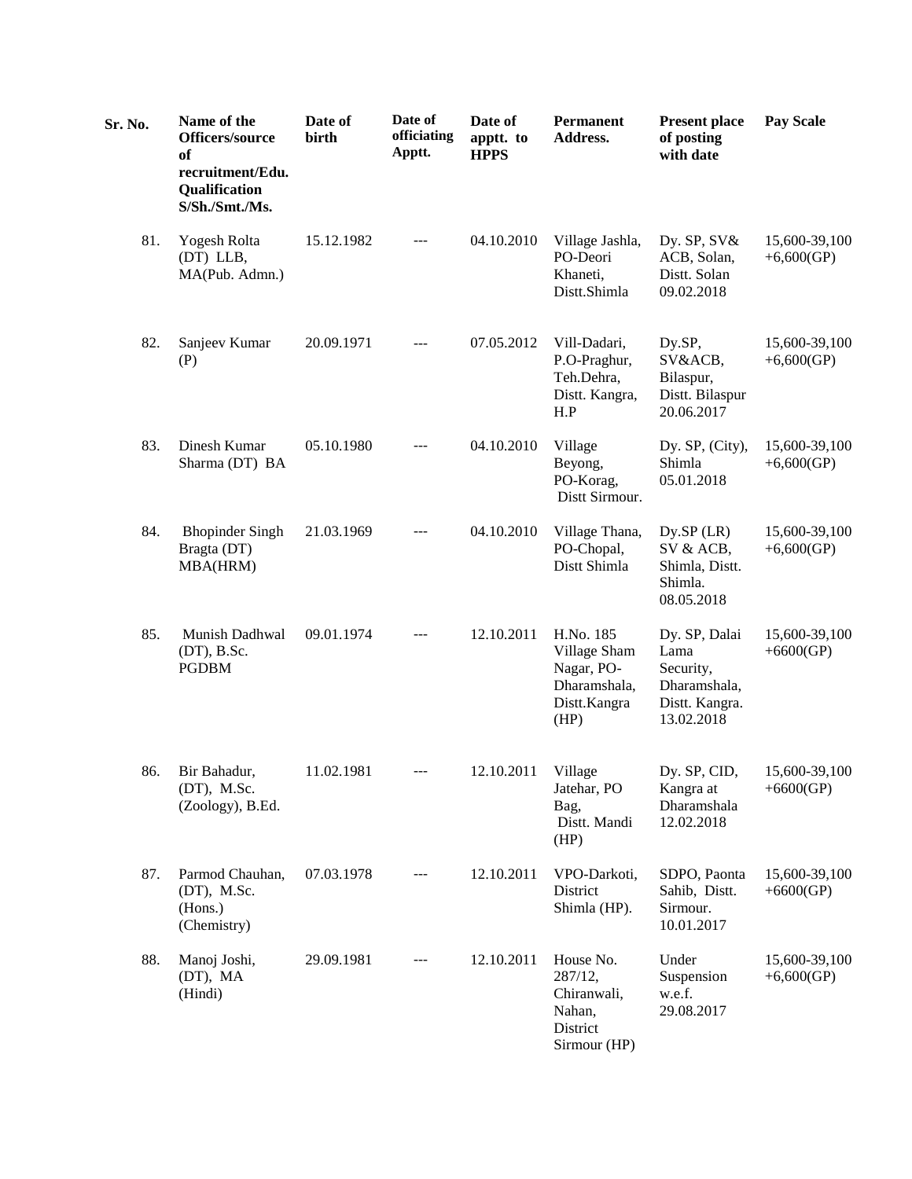| Sr. No. | Name of the Officers/source of recruitment/Edu. Qualification S/Sh./Smt./Ms. | Date of birth | Date of officiating Apptt. | Date of apptt. to HPPS | Permanent Address. | Present place of posting with date | Pay Scale |
|---|---|---|---|---|---|---|---|
| 81. | Yogesh Rolta (DT) LLB, MA(Pub. Admn.) | 15.12.1982 | --- | 04.10.2010 | Village Jashla, PO-Deori Khaneti, Distt.Shimla | Dy. SP, SV& ACB, Solan, Distt. Solan 09.02.2018 | 15,600-39,100 +6,600(GP) |
| 82. | Sanjeev Kumar (P) | 20.09.1971 | --- | 07.05.2012 | Vill-Dadari, P.O-Praghur, Teh.Dehra, Distt. Kangra, H.P | Dy.SP, SV&ACB, Bilaspur, Distt. Bilaspur 20.06.2017 | 15,600-39,100 +6,600(GP) |
| 83. | Dinesh Kumar Sharma (DT) BA | 05.10.1980 | --- | 04.10.2010 | Village Beyong, PO-Korag, Distt Sirmour. | Dy. SP, (City), Shimla 05.01.2018 | 15,600-39,100 +6,600(GP) |
| 84. | Bhopinder Singh Bragta (DT) MBA(HRM) | 21.03.1969 | --- | 04.10.2010 | Village Thana, PO-Chopal, Distt Shimla | Dy.SP (LR) SV & ACB, Shimla, Distt. Shimla. 08.05.2018 | 15,600-39,100 +6,600(GP) |
| 85. | Munish Dadhwal (DT), B.Sc. PGDBM | 09.01.1974 | --- | 12.10.2011 | H.No. 185 Village Sham Nagar, PO- Dharamshala, Distt.Kangra (HP) | Dy. SP, Dalai Lama Security, Dharamshala, Distt. Kangra. 13.02.2018 | 15,600-39,100 +6600(GP) |
| 86. | Bir Bahadur, (DT), M.Sc. (Zoology), B.Ed. | 11.02.1981 | --- | 12.10.2011 | Village Jatehar, PO Bag, Distt. Mandi (HP) | Dy. SP, CID, Kangra at Dharamshala 12.02.2018 | 15,600-39,100 +6600(GP) |
| 87. | Parmod Chauhan, (DT), M.Sc. (Hons.) (Chemistry) | 07.03.1978 | --- | 12.10.2011 | VPO-Darkoti, District Shimla (HP). | SDPO, Paonta Sahib, Distt. Sirmour. 10.01.2017 | 15,600-39,100 +6600(GP) |
| 88. | Manoj Joshi, (DT), MA (Hindi) | 29.09.1981 | --- | 12.10.2011 | House No. 287/12, Chiranwali, Nahan, District Sirmour (HP) | Under Suspension w.e.f. 29.08.2017 | 15,600-39,100 +6,600(GP) |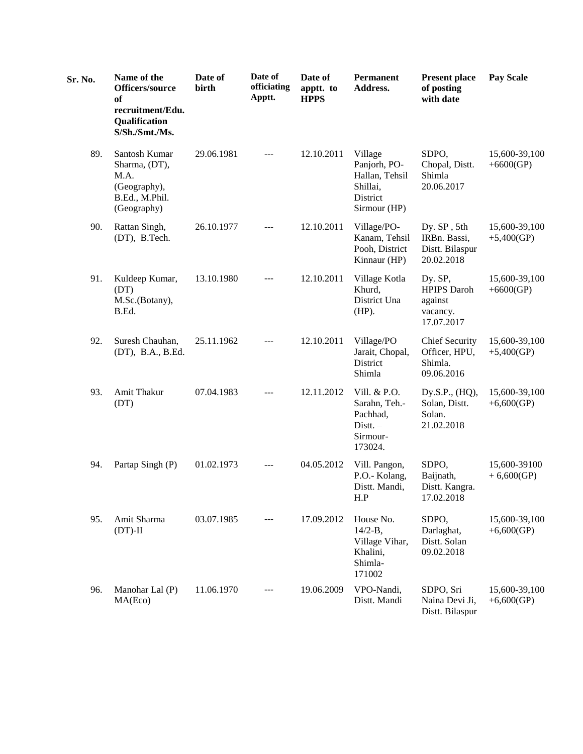| Sr. No. | Name of the Officers/source of recruitment/Edu. Qualification S/Sh./Smt./Ms. | Date of birth | Date of officiating Apptt. | Date of apptt. to HPPS | Permanent Address. | Present place of posting with date | Pay Scale |
|---|---|---|---|---|---|---|---|
| 89. | Santosh Kumar Sharma, (DT), M.A. (Geography), B.Ed., M.Phil. (Geography) | 29.06.1981 | --- | 12.10.2011 | Village Panjorh, PO-Hallan, Tehsil Shillai, District Sirmour (HP) | SDPO, Chopal, Distt. Shimla 20.06.2017 | 15,600-39,100 +6600(GP) |
| 90. | Rattan Singh, (DT), B.Tech. | 26.10.1977 | --- | 12.10.2011 | Village/PO-Kanam, Tehsil Pooh, District Kinnaur (HP) | Dy. SP , 5th IRBn. Bassi, Distt. Bilaspur 20.02.2018 | 15,600-39,100 +5,400(GP) |
| 91. | Kuldeep Kumar, (DT) M.Sc.(Botany), B.Ed. | 13.10.1980 | --- | 12.10.2011 | Village Kotla Khurd, District Una (HP). | Dy. SP, HPIPS Daroh against vacancy. 17.07.2017 | 15,600-39,100 +6600(GP) |
| 92. | Suresh Chauhan, (DT), B.A., B.Ed. | 25.11.1962 | --- | 12.10.2011 | Village/PO Jarait, Chopal, District Shimla | Chief Security Officer, HPU, Shimla. 09.06.2016 | 15,600-39,100 +5,400(GP) |
| 93. | Amit Thakur (DT) | 07.04.1983 | --- | 12.11.2012 | Vill. & P.O. Sarahn, Teh.-Pachhad, Distt. – Sirmour-173024. | Dy.S.P., (HQ), Solan, Distt. Solan. 21.02.2018 | 15,600-39,100 +6,600(GP) |
| 94. | Partap Singh (P) | 01.02.1973 | --- | 04.05.2012 | Vill. Pangon, P.O.- Kolang, Distt. Mandi, H.P | SDPO, Baijnath, Distt. Kangra. 17.02.2018 | 15,600-39100 + 6,600(GP) |
| 95. | Amit Sharma (DT)-II | 03.07.1985 | --- | 17.09.2012 | House No. 14/2-B, Village Vihar, Khalini, Shimla-171002 | SDPO, Darlaghat, Distt. Solan 09.02.2018 | 15,600-39,100 +6,600(GP) |
| 96. | Manohar Lal (P) MA(Eco) | 11.06.1970 | --- | 19.06.2009 | VPO-Nandi, Distt. Mandi | SDPO, Sri Naina Devi Ji, Distt. Bilaspur | 15,600-39,100 +6,600(GP) |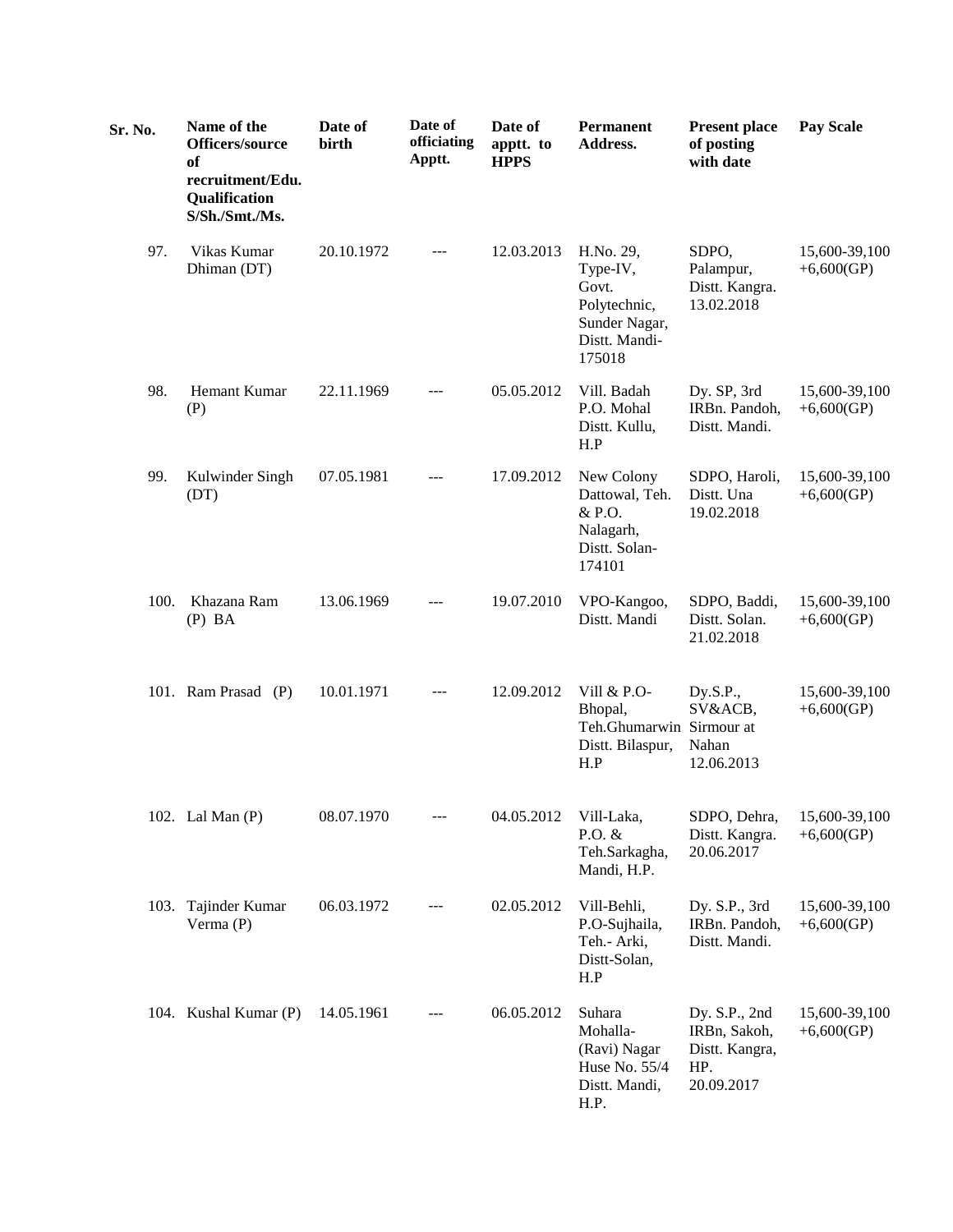| Sr. No. | Name of the Officers/source of recruitment/Edu. Qualification S/Sh./Smt./Ms. | Date of birth | Date of officiating Apptt. | Date of apptt. to HPPS | Permanent Address. | Present place of posting with date | Pay Scale |
|---|---|---|---|---|---|---|---|
| 97. | Vikas Kumar Dhiman (DT) | 20.10.1972 | --- | 12.03.2013 | H.No. 29, Type-IV, Govt. Polytechnic, Sunder Nagar, Distt. Mandi-175018 | SDPO, Palampur, Distt. Kangra. 13.02.2018 | 15,600-39,100 +6,600(GP) |
| 98. | Hemant Kumar (P) | 22.11.1969 | --- | 05.05.2012 | Vill. Badah P.O. Mohal Distt. Kullu, H.P | Dy. SP, 3rd IRBn. Pandoh, Distt. Mandi. | 15,600-39,100 +6,600(GP) |
| 99. | Kulwinder Singh (DT) | 07.05.1981 | --- | 17.09.2012 | New Colony Dattowal, Teh. & P.O. Nalagarh, Distt. Solan-174101 | SDPO, Haroli, Distt. Una 19.02.2018 | 15,600-39,100 +6,600(GP) |
| 100. | Khazana Ram (P) BA | 13.06.1969 | --- | 19.07.2010 | VPO-Kangoo, Distt. Mandi | SDPO, Baddi, Distt. Solan. 21.02.2018 | 15,600-39,100 +6,600(GP) |
| 101. | Ram Prasad (P) | 10.01.1971 | --- | 12.09.2012 | Vill & P.O- Bhopal, Teh.Ghumarwin Distt. Bilaspur, H.P | Dy.S.P., SV&ACB, Sirmour at Nahan 12.06.2013 | 15,600-39,100 +6,600(GP) |
| 102. | Lal Man (P) | 08.07.1970 | --- | 04.05.2012 | Vill-Laka, P.O. & Teh.Sarkagha, Mandi, H.P. | SDPO, Dehra, Distt. Kangra. 20.06.2017 | 15,600-39,100 +6,600(GP) |
| 103. | Tajinder Kumar Verma (P) | 06.03.1972 | --- | 02.05.2012 | Vill-Behli, P.O-Sujhaila, Teh.- Arki, Distt-Solan, H.P | Dy. S.P., 3rd IRBn. Pandoh, Distt. Mandi. | 15,600-39,100 +6,600(GP) |
| 104. | Kushal Kumar (P) | 14.05.1961 | --- | 06.05.2012 | Suhara Mohalla- (Ravi) Nagar Huse No. 55/4 Distt. Mandi, H.P. | Dy. S.P., 2nd IRBn, Sakoh, Distt. Kangra, HP. 20.09.2017 | 15,600-39,100 +6,600(GP) |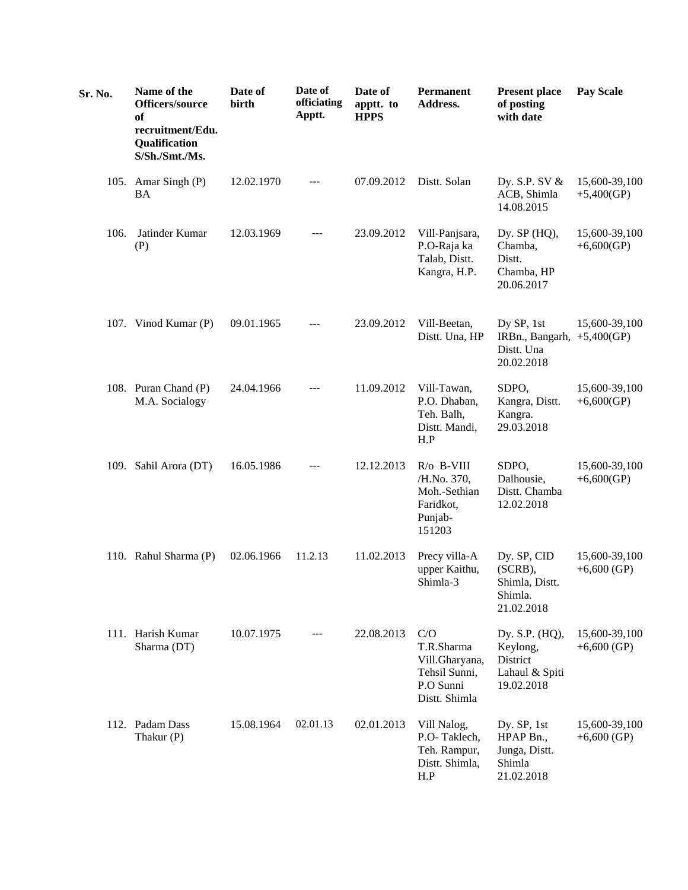| Sr. No. | Name of the Officers/source of recruitment/Edu. Qualification S/Sh./Smt./Ms. | Date of birth | Date of officiating Apptt. | Date of apptt. to HPPS | Permanent Address. | Present place of posting with date | Pay Scale |
|---|---|---|---|---|---|---|---|
| 105. | Amar Singh (P) BA | 12.02.1970 | --- | 07.09.2012 | Distt. Solan | Dy. S.P. SV & ACB, Shimla 14.08.2015 | 15,600-39,100 +5,400(GP) |
| 106. | Jatinder Kumar (P) | 12.03.1969 | --- | 23.09.2012 | Vill-Panjsara, P.O-Raja ka Talab, Distt. Kangra, H.P. | Dy. SP (HQ), Chamba, Distt. Chamba, HP 20.06.2017 | 15,600-39,100 +6,600(GP) |
| 107. | Vinod Kumar (P) | 09.01.1965 | --- | 23.09.2012 | Vill-Beetan, Distt. Una, HP | Dy SP, 1st IRBn., Bangarh, Distt. Una 20.02.2018 | 15,600-39,100 +5,400(GP) |
| 108. | Puran Chand (P) M.A. Socialogy | 24.04.1966 | --- | 11.09.2012 | Vill-Tawan, P.O. Dhaban, Teh. Balh, Distt. Mandi, H.P | SDPO, Kangra, Distt. Kangra. 29.03.2018 | 15,600-39,100 +6,600(GP) |
| 109. | Sahil Arora (DT) | 16.05.1986 | --- | 12.12.2013 | R/o B-VIII /H.No. 370, Moh.-Sethian Faridkot, Punjab-151203 | SDPO, Dalhousie, Distt. Chamba 12.02.2018 | 15,600-39,100 +6,600(GP) |
| 110. | Rahul Sharma (P) | 02.06.1966 | 11.2.13 | 11.02.2013 | Precy villa-A upper Kaithu, Shimla-3 | Dy. SP, CID (SCRB), Shimla, Distt. Shimla. 21.02.2018 | 15,600-39,100 +6,600 (GP) |
| 111. | Harish Kumar Sharma (DT) | 10.07.1975 | --- | 22.08.2013 | C/O T.R.Sharma Vill.Gharyana, Tehsil Sunni, P.O Sunni Distt. Shimla | Dy. S.P. (HQ), Keylong, District Lahaul & Spiti 19.02.2018 | 15,600-39,100 +6,600 (GP) |
| 112. | Padam Dass Thakur (P) | 15.08.1964 | 02.01.13 | 02.01.2013 | Vill Nalog, P.O- Taklech, Teh. Rampur, Distt. Shimla, H.P | Dy. SP, 1st HPAP Bn., Junga, Distt. Shimla 21.02.2018 | 15,600-39,100 +6,600 (GP) |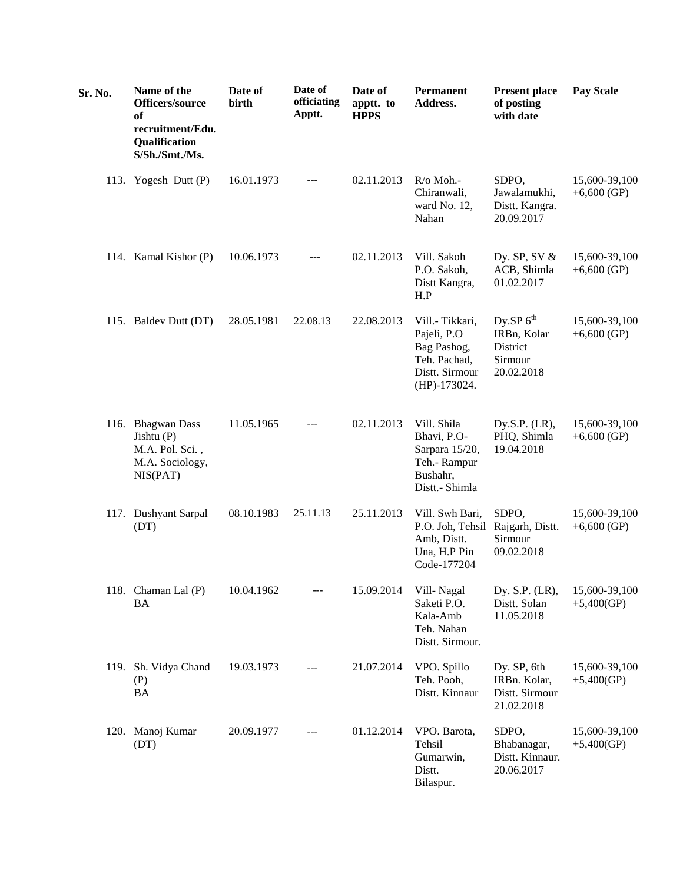| Sr. No. | Name of the Officers/source of recruitment/Edu. Qualification S/Sh./Smt./Ms. | Date of birth | Date of officiating Apptt. | Date of apptt. to HPPS | Permanent Address. | Present place of posting with date | Pay Scale |
|---|---|---|---|---|---|---|---|
| 113. | Yogesh Dutt (P) | 16.01.1973 | --- | 02.11.2013 | R/o Moh.- Chiranwali, ward No. 12, Nahan | SDPO, Jawalamukhi, Distt. Kangra. 20.09.2017 | 15,600-39,100 +6,600 (GP) |
| 114. | Kamal Kishor (P) | 10.06.1973 | --- | 02.11.2013 | Vill. Sakoh P.O. Sakoh, Distt Kangra, H.P | Dy. SP, SV & ACB, Shimla 01.02.2017 | 15,600-39,100 +6,600 (GP) |
| 115. | Baldev Dutt (DT) | 28.05.1981 | 22.08.13 | 22.08.2013 | Vill.- Tikkari, Pajeli, P.O Bag Pashog, Teh. Pachad, Distt. Sirmour (HP)-173024. | Dy.SP 6th IRBn, Kolar District Sirmour 20.02.2018 | 15,600-39,100 +6,600 (GP) |
| 116. | Bhagwan Dass Jishtu (P) M.A. Pol. Sci. , M.A. Sociology, NIS(PAT) | 11.05.1965 | --- | 02.11.2013 | Vill. Shila Bhavi, P.O- Sarpara 15/20, Teh.- Rampur Bushahr, Distt.- Shimla | Dy.S.P. (LR), PHQ, Shimla 19.04.2018 | 15,600-39,100 +6,600 (GP) |
| 117. | Dushyant Sarpal (DT) | 08.10.1983 | 25.11.13 | 25.11.2013 | Vill. Swh Bari, P.O. Joh, Tehsil Amb, Distt. Una, H.P Pin Code-177204 | SDPO, Rajgarh, Distt. Sirmour 09.02.2018 | 15,600-39,100 +6,600 (GP) |
| 118. | Chaman Lal (P) BA | 10.04.1962 | --- | 15.09.2014 | Vill- Nagal Saketi P.O. Kala-Amb Teh. Nahan Distt. Sirmour. | Dy. S.P. (LR), Distt. Solan 11.05.2018 | 15,600-39,100 +5,400(GP) |
| 119. | Sh. Vidya Chand (P) BA | 19.03.1973 | --- | 21.07.2014 | VPO. Spillo Teh. Pooh, Distt. Kinnaur | Dy. SP, 6th IRBn. Kolar, Distt. Sirmour 21.02.2018 | 15,600-39,100 +5,400(GP) |
| 120. | Manoj Kumar (DT) | 20.09.1977 | --- | 01.12.2014 | VPO. Barota, Tehsil Gumarwin, Distt. Bilaspur. | SDPO, Bhabanagar, Distt. Kinnaur. 20.06.2017 | 15,600-39,100 +5,400(GP) |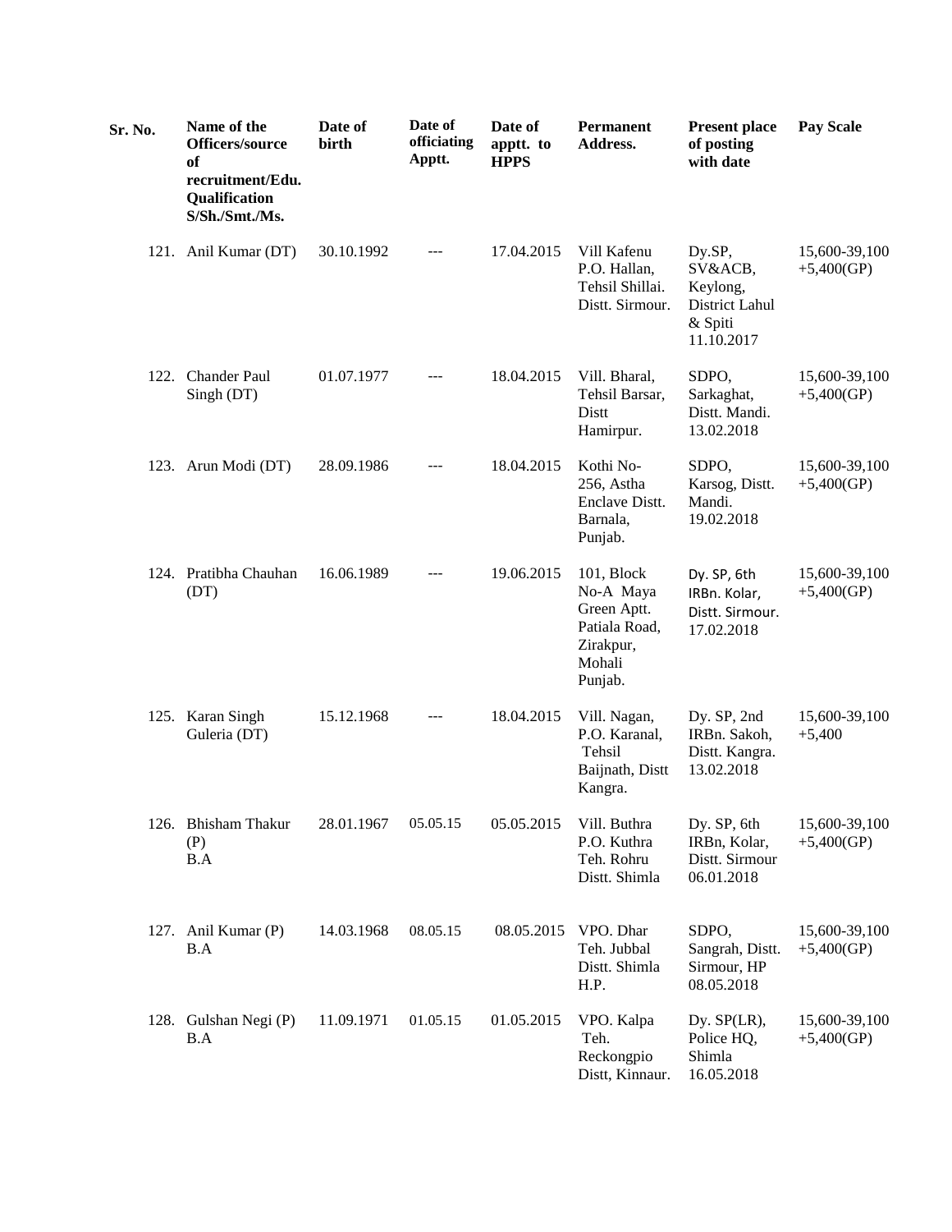| Sr. No. | Name of the Officers/source of recruitment/Edu. Qualification S/Sh./Smt./Ms. | Date of birth | Date of officiating Apptt. | Date of apptt. to HPPS | Permanent Address. | Present place of posting with date | Pay Scale |
|---|---|---|---|---|---|---|---|
| 121. | Anil Kumar (DT) | 30.10.1992 | --- | 17.04.2015 | Vill Kafenu P.O. Hallan, Tehsil Shillai. Distt. Sirmour. | Dy.SP, SV&ACB, Keylong, District Lahul & Spiti 11.10.2017 | 15,600-39,100 +5,400(GP) |
| 122. | Chander Paul Singh (DT) | 01.07.1977 | --- | 18.04.2015 | Vill. Bharal, Tehsil Barsar, Distt Hamirpur. | SDPO, Sarkaghat, Distt. Mandi. 13.02.2018 | 15,600-39,100 +5,400(GP) |
| 123. | Arun Modi (DT) | 28.09.1986 | --- | 18.04.2015 | Kothi No-256, Astha Enclave Distt. Barnala, Punjab. | SDPO, Karsog, Distt. Mandi. 19.02.2018 | 15,600-39,100 +5,400(GP) |
| 124. | Pratibha Chauhan (DT) | 16.06.1989 | --- | 19.06.2015 | 101, Block No-A Maya Green Aptt. Patiala Road, Zirakpur, Mohali Punjab. | Dy. SP, 6th IRBn. Kolar, Distt. Sirmour. 17.02.2018 | 15,600-39,100 +5,400(GP) |
| 125. | Karan Singh Guleria (DT) | 15.12.1968 | --- | 18.04.2015 | Vill. Nagan, P.O. Karanal, Tehsil Baijnath, Distt Kangra. | Dy. SP, 2nd IRBn. Sakoh, Distt. Kangra. 13.02.2018 | 15,600-39,100 +5,400 |
| 126. | Bhisham Thakur (P) B.A | 28.01.1967 | 05.05.15 | 05.05.2015 | Vill. Buthra P.O. Kuthra Teh. Rohru Distt. Shimla | Dy. SP, 6th IRBn, Kolar, Distt. Sirmour 06.01.2018 | 15,600-39,100 +5,400(GP) |
| 127. | Anil Kumar (P) B.A | 14.03.1968 | 08.05.15 | 08.05.2015 | VPO. Dhar Teh. Jubbal Distt. Shimla H.P. | SDPO, Sangrah, Distt. Sirmour, HP 08.05.2018 | 15,600-39,100 +5,400(GP) |
| 128. | Gulshan Negi (P) B.A | 11.09.1971 | 01.05.15 | 01.05.2015 | VPO. Kalpa Teh. Reckongpio Distt, Kinnaur. | Dy. SP(LR), Police HQ, Shimla 16.05.2018 | 15,600-39,100 +5,400(GP) |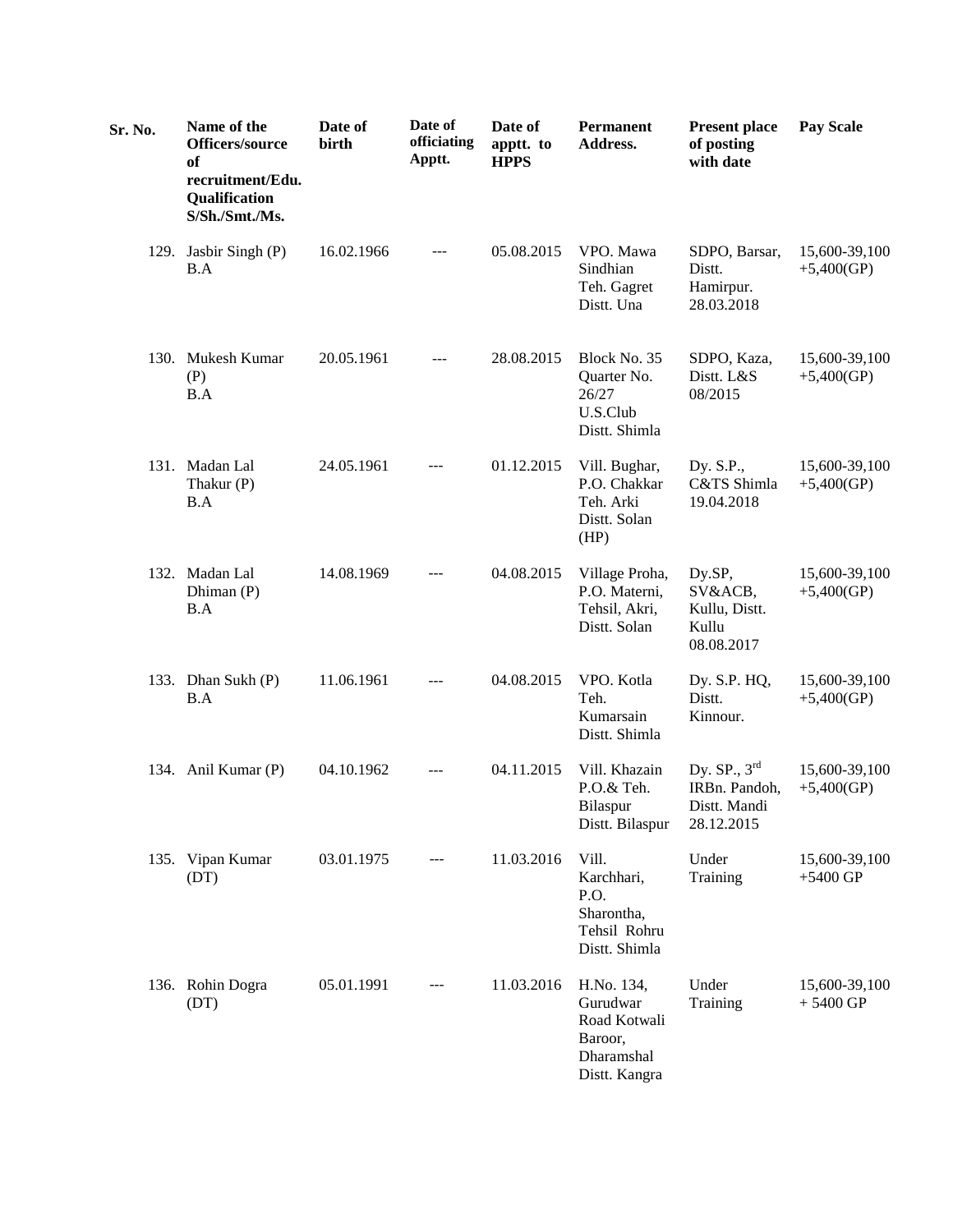| Sr. No. | Name of the Officers/source of recruitment/Edu. Qualification S/Sh./Smt./Ms. | Date of birth | Date of officiating Apptt. | Date of apptt. to HPPS | Permanent Address. | Present place of posting with date | Pay Scale |
|---|---|---|---|---|---|---|---|
| 129. | Jasbir Singh (P) B.A | 16.02.1966 | --- | 05.08.2015 | VPO. Mawa Sindhian Teh. Gagret Distt. Una | SDPO, Barsar, Distt. Hamirpur. 28.03.2018 | 15,600-39,100 +5,400(GP) |
| 130. | Mukesh Kumar (P) B.A | 20.05.1961 | --- | 28.08.2015 | Block No. 35 Quarter No. 26/27 U.S.Club Distt. Shimla | SDPO, Kaza, Distt. L&S 08/2015 | 15,600-39,100 +5,400(GP) |
| 131. | Madan Lal Thakur (P) B.A | 24.05.1961 | --- | 01.12.2015 | Vill. Bughar, P.O. Chakkar Teh. Arki Distt. Solan (HP) | Dy. S.P., C&TS Shimla 19.04.2018 | 15,600-39,100 +5,400(GP) |
| 132. | Madan Lal Dhiman (P) B.A | 14.08.1969 | --- | 04.08.2015 | Village Proha, P.O. Materni, Tehsil, Akri, Distt. Solan | Dy.SP, SV&ACB, Kullu, Distt. Kullu 08.08.2017 | 15,600-39,100 +5,400(GP) |
| 133. | Dhan Sukh (P) B.A | 11.06.1961 | --- | 04.08.2015 | VPO. Kotla Teh. Kumarsain Distt. Shimla | Dy. S.P. HQ, Distt. Kinnour. | 15,600-39,100 +5,400(GP) |
| 134. | Anil Kumar (P) | 04.10.1962 | --- | 04.11.2015 | Vill. Khazain P.O.& Teh. Bilaspur Distt. Bilaspur | Dy. SP., 3rd IRBn. Pandoh, Distt. Mandi 28.12.2015 | 15,600-39,100 +5,400(GP) |
| 135. | Vipan Kumar (DT) | 03.01.1975 | --- | 11.03.2016 | Vill. Karchhari, P.O. Sharontha, Tehsil Rohru Distt. Shimla | Under Training | 15,600-39,100 +5400 GP |
| 136. | Rohin Dogra (DT) | 05.01.1991 | --- | 11.03.2016 | H.No. 134, Gurudwar Road Kotwali Baroor, Dharamshal Distt. Kangra | Under Training | 15,600-39,100 + 5400 GP |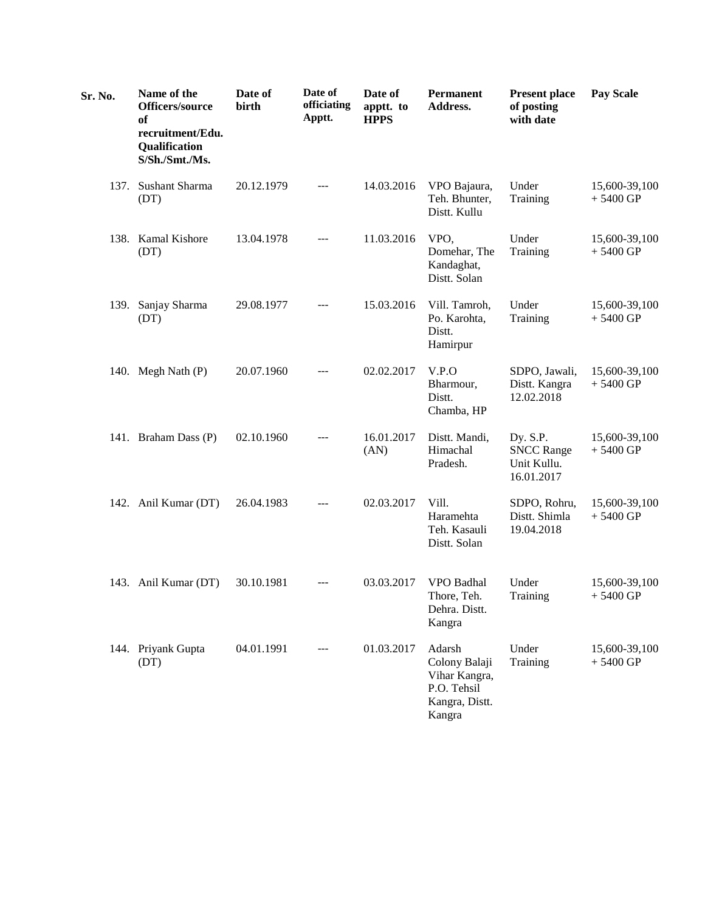| Sr. No. | Name of the Officers/source of recruitment/Edu. Qualification S/Sh./Smt./Ms. | Date of birth | Date of officiating Apptt. | Date of apptt. to HPPS | Permanent Address. | Present place of posting with date | Pay Scale |
|---|---|---|---|---|---|---|---|
| 137. | Sushant Sharma (DT) | 20.12.1979 | --- | 14.03.2016 | VPO Bajaura, Teh. Bhunter, Distt. Kullu | Under Training | 15,600-39,100 + 5400 GP |
| 138. | Kamal Kishore (DT) | 13.04.1978 | --- | 11.03.2016 | VPO, Domehar, The Kandaghat, Distt. Solan | Under Training | 15,600-39,100 + 5400 GP |
| 139. | Sanjay Sharma (DT) | 29.08.1977 | --- | 15.03.2016 | Vill. Tamroh, Po. Karohta, Distt. Hamirpur | Under Training | 15,600-39,100 + 5400 GP |
| 140. | Megh Nath (P) | 20.07.1960 | --- | 02.02.2017 | V.P.O Bharmour, Distt. Chamba, HP | SDPO, Jawali, Distt. Kangra 12.02.2018 | 15,600-39,100 + 5400 GP |
| 141. | Braham Dass (P) | 02.10.1960 | --- | 16.01.2017 (AN) | Distt. Mandi, Himachal Pradesh. | Dy. S.P. SNCC Range Unit Kullu. 16.01.2017 | 15,600-39,100 + 5400 GP |
| 142. | Anil Kumar (DT) | 26.04.1983 | --- | 02.03.2017 | Vill. Haramehta Teh. Kasauli Distt. Solan | SDPO, Rohru, Distt. Shimla 19.04.2018 | 15,600-39,100 + 5400 GP |
| 143. | Anil Kumar (DT) | 30.10.1981 | --- | 03.03.2017 | VPO Badhal Thore, Teh. Dehra. Distt. Kangra | Under Training | 15,600-39,100 + 5400 GP |
| 144. | Priyank Gupta (DT) | 04.01.1991 | --- | 01.03.2017 | Adarsh Colony Balaji Vihar Kangra, P.O. Tehsil Kangra, Distt. Kangra | Under Training | 15,600-39,100 + 5400 GP |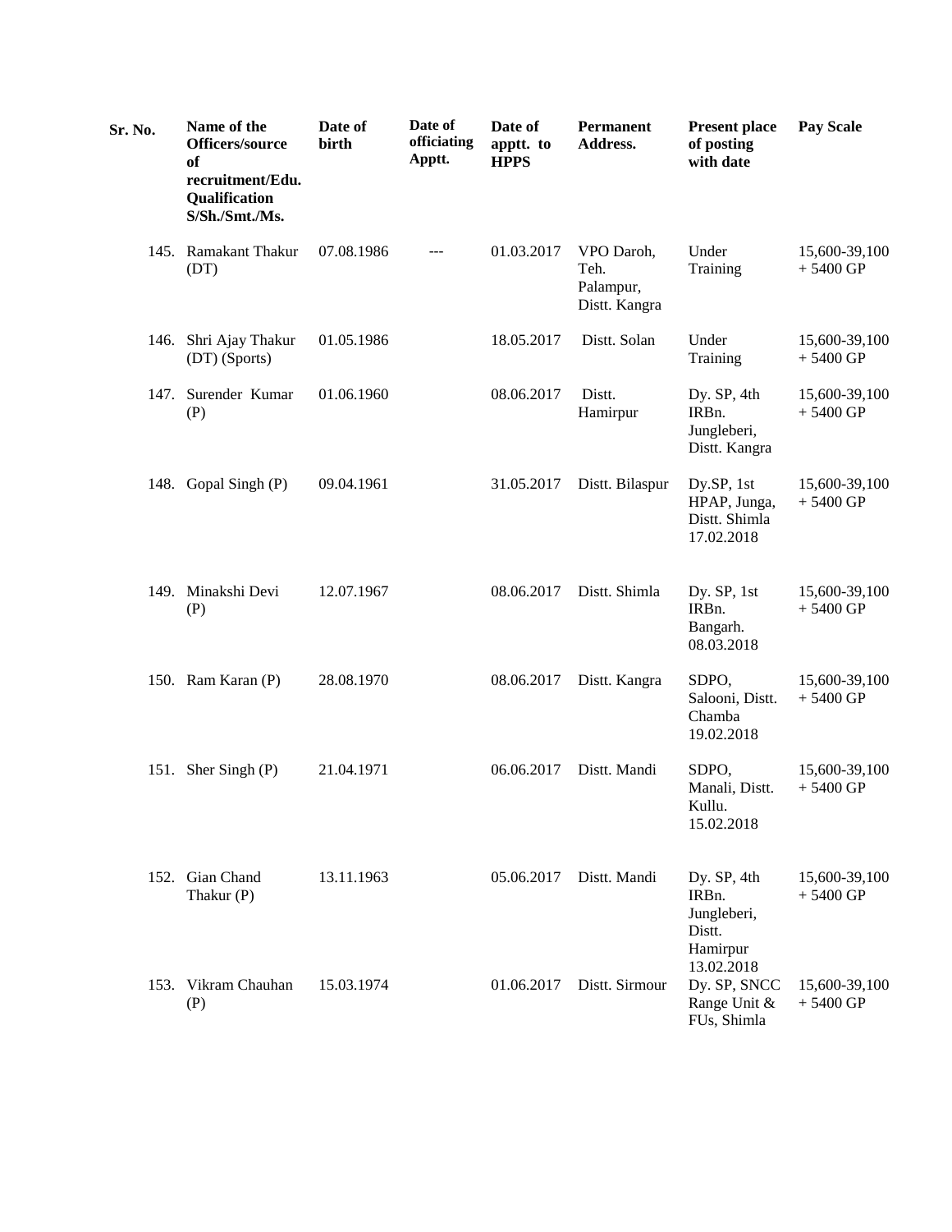| Sr. No. | Name of the Officers/source of recruitment/Edu. Qualification S/Sh./Smt./Ms. | Date of birth | Date of officiating Apptt. | Date of apptt. to HPPS | Permanent Address. | Present place of posting with date | Pay Scale |
|---|---|---|---|---|---|---|---|
| 145. | Ramakant Thakur (DT) | 07.08.1986 | --- | 01.03.2017 | VPO Daroh, Teh. Palampur, Distt. Kangra | Under Training | 15,600-39,100 + 5400 GP |
| 146. | Shri Ajay Thakur (DT) (Sports) | 01.05.1986 | | 18.05.2017 | Distt. Solan | Under Training | 15,600-39,100 + 5400 GP |
| 147. | Surender Kumar (P) | 01.06.1960 | | 08.06.2017 | Distt. Hamirpur | Dy. SP, 4th IRBn. Jungleberi, Distt. Kangra | 15,600-39,100 + 5400 GP |
| 148. | Gopal Singh (P) | 09.04.1961 | | 31.05.2017 | Distt. Bilaspur | Dy.SP, 1st HPAP, Junga, Distt. Shimla 17.02.2018 | 15,600-39,100 + 5400 GP |
| 149. | Minakshi Devi (P) | 12.07.1967 | | 08.06.2017 | Distt. Shimla | Dy. SP, 1st IRBn. Bangarh. 08.03.2018 | 15,600-39,100 + 5400 GP |
| 150. | Ram Karan (P) | 28.08.1970 | | 08.06.2017 | Distt. Kangra | SDPO, Salooni, Distt. Chamba 19.02.2018 | 15,600-39,100 + 5400 GP |
| 151. | Sher Singh (P) | 21.04.1971 | | 06.06.2017 | Distt. Mandi | SDPO, Manali, Distt. Kullu. 15.02.2018 | 15,600-39,100 + 5400 GP |
| 152. | Gian Chand Thakur (P) | 13.11.1963 | | 05.06.2017 | Distt. Mandi | Dy. SP, 4th IRBn. Jungleberi, Distt. Hamirpur 13.02.2018 | 15,600-39,100 + 5400 GP |
| 153. | Vikram Chauhan (P) | 15.03.1974 | | 01.06.2017 | Distt. Sirmour | Dy. SP, SNCC Range Unit & FUs, Shimla | 15,600-39,100 + 5400 GP |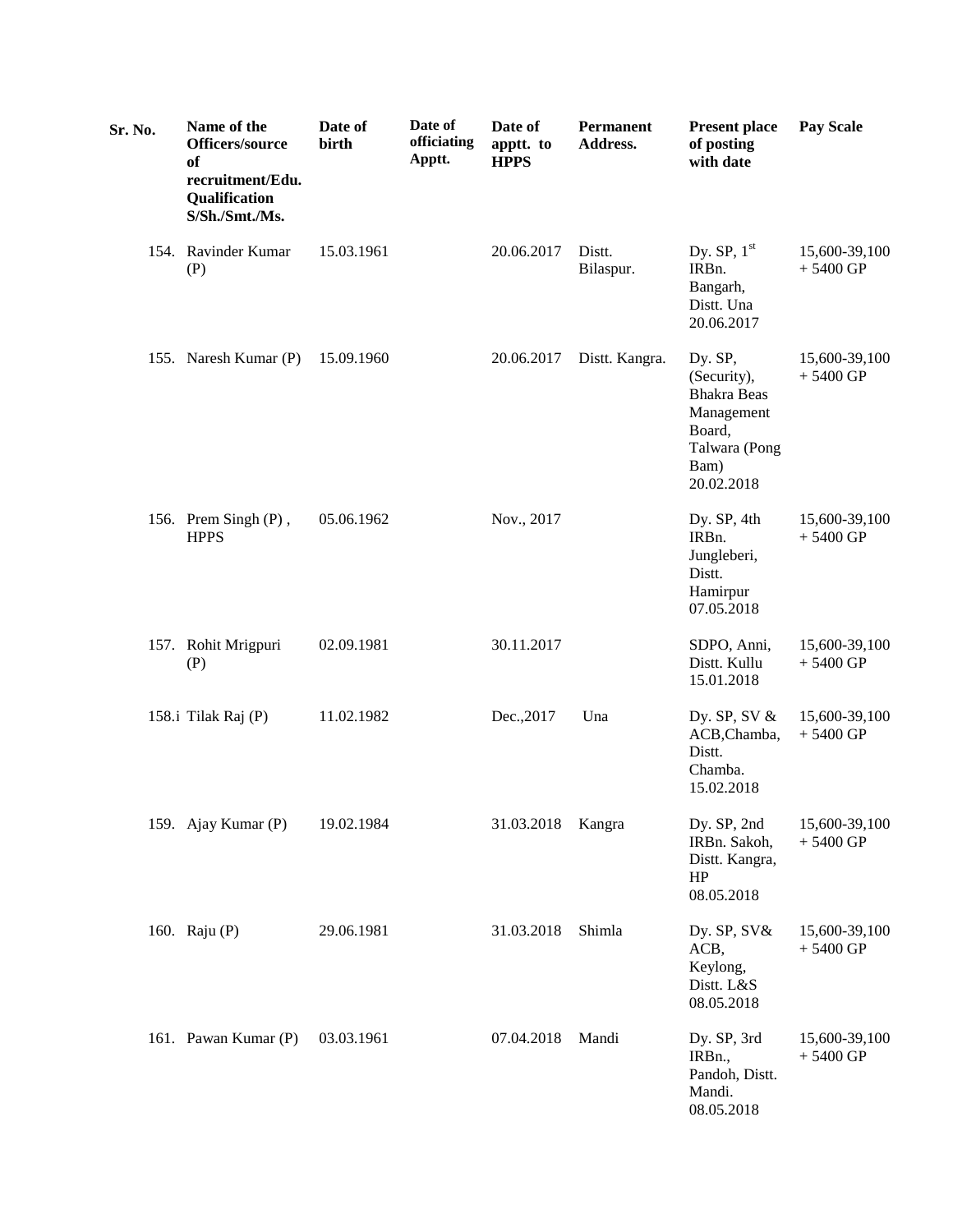| Sr. No. | Name of the Officers/source of recruitment/Edu. Qualification S/Sh./Smt./Ms. | Date of birth | Date of officiating Apptt. | Date of apptt. to HPPS | Permanent Address. | Present place of posting with date | Pay Scale |
|---|---|---|---|---|---|---|---|
| 154. | Ravinder Kumar (P) | 15.03.1961 | | 20.06.2017 | Distt. Bilaspur. | Dy. SP, 1st IRBn. Bangarh, Distt. Una 20.06.2017 | 15,600-39,100 + 5400 GP |
| 155. | Naresh Kumar (P) | 15.09.1960 | | 20.06.2017 | Distt. Kangra. | Dy. SP, (Security), Bhakra Beas Management Board, Talwara (Pong Bam) 20.02.2018 | 15,600-39,100 + 5400 GP |
| 156. | Prem Singh (P) , HPPS | 05.06.1962 | | Nov., 2017 | | Dy. SP, 4th IRBn. Jungleberi, Distt. Hamirpur 07.05.2018 | 15,600-39,100 + 5400 GP |
| 157. | Rohit Mrigpuri (P) | 02.09.1981 | | 30.11.2017 | | SDPO, Anni, Distt. Kullu 15.01.2018 | 15,600-39,100 + 5400 GP |
| 158.i | Tilak Raj (P) | 11.02.1982 | | Dec.,2017 | Una | Dy. SP, SV & ACB,Chamba, Distt. Chamba. 15.02.2018 | 15,600-39,100 + 5400 GP |
| 159. | Ajay Kumar (P) | 19.02.1984 | | 31.03.2018 | Kangra | Dy. SP, 2nd IRBn. Sakoh, Distt. Kangra, HP 08.05.2018 | 15,600-39,100 + 5400 GP |
| 160. | Raju (P) | 29.06.1981 | | 31.03.2018 | Shimla | Dy. SP, SV& ACB, Keylong, Distt. L&S 08.05.2018 | 15,600-39,100 + 5400 GP |
| 161. | Pawan Kumar (P) | 03.03.1961 | | 07.04.2018 | Mandi | Dy. SP, 3rd IRBn., Pandoh, Distt. Mandi. 08.05.2018 | 15,600-39,100 + 5400 GP |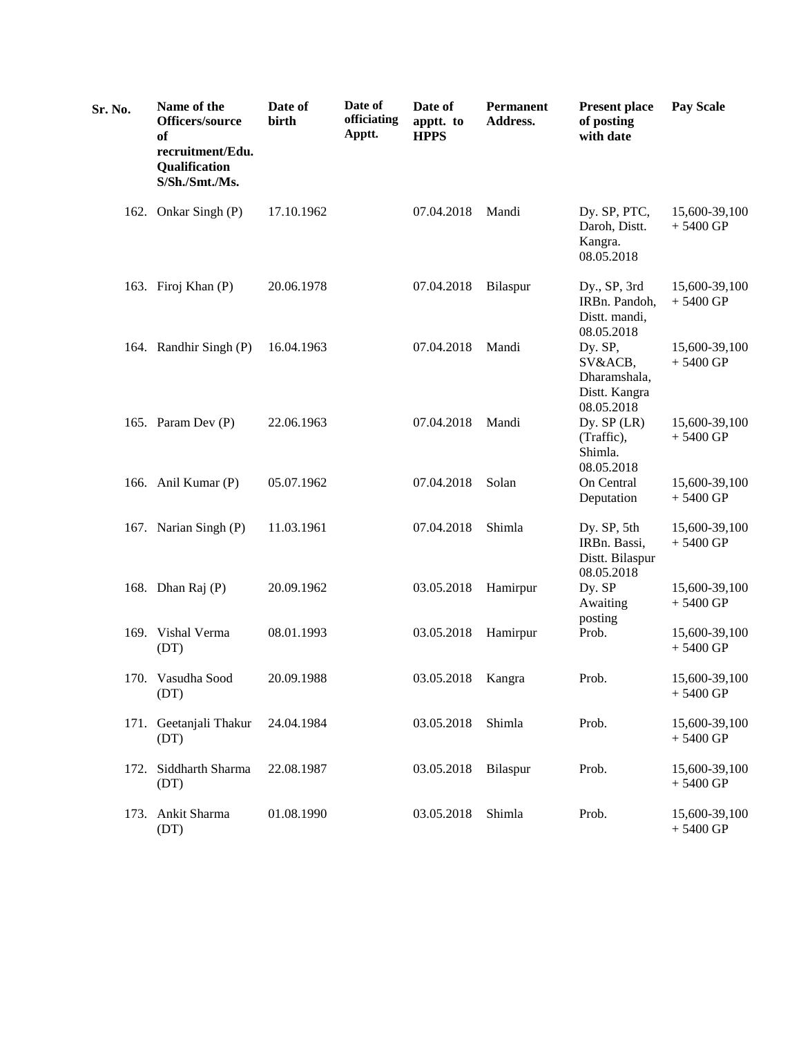| Sr. No. | Name of the Officers/source of recruitment/Edu. Qualification S/Sh./Smt./Ms. | Date of birth | Date of officiating Apptt. | Date of apptt. to HPPS | Permanent Address. | Present place of posting with date | Pay Scale |
|---|---|---|---|---|---|---|---|
| 162. | Onkar Singh (P) | 17.10.1962 | | 07.04.2018 | Mandi | Dy. SP, PTC, Daroh, Distt. Kangra. 08.05.2018 | 15,600-39,100 + 5400 GP |
| 163. | Firoj Khan (P) | 20.06.1978 | | 07.04.2018 | Bilaspur | Dy., SP, 3rd IRBn. Pandoh, Distt. mandi, 08.05.2018 | 15,600-39,100 + 5400 GP |
| 164. | Randhir Singh (P) | 16.04.1963 | | 07.04.2018 | Mandi | Dy. SP, SV&ACB, Dharamshala, Distt. Kangra 08.05.2018 | 15,600-39,100 + 5400 GP |
| 165. | Param Dev (P) | 22.06.1963 | | 07.04.2018 | Mandi | Dy. SP (LR) (Traffic), Shimla. 08.05.2018 | 15,600-39,100 + 5400 GP |
| 166. | Anil Kumar (P) | 05.07.1962 | | 07.04.2018 | Solan | On Central Deputation | 15,600-39,100 + 5400 GP |
| 167. | Narian Singh (P) | 11.03.1961 | | 07.04.2018 | Shimla | Dy. SP, 5th IRBn. Bassi, Distt. Bilaspur 08.05.2018 | 15,600-39,100 + 5400 GP |
| 168. | Dhan Raj (P) | 20.09.1962 | | 03.05.2018 | Hamirpur | Dy. SP Awaiting posting | 15,600-39,100 + 5400 GP |
| 169. | Vishal Verma (DT) | 08.01.1993 | | 03.05.2018 | Hamirpur | Prob. | 15,600-39,100 + 5400 GP |
| 170. | Vasudha Sood (DT) | 20.09.1988 | | 03.05.2018 | Kangra | Prob. | 15,600-39,100 + 5400 GP |
| 171. | Geetanjali Thakur (DT) | 24.04.1984 | | 03.05.2018 | Shimla | Prob. | 15,600-39,100 + 5400 GP |
| 172. | Siddharth Sharma (DT) | 22.08.1987 | | 03.05.2018 | Bilaspur | Prob. | 15,600-39,100 + 5400 GP |
| 173. | Ankit Sharma (DT) | 01.08.1990 | | 03.05.2018 | Shimla | Prob. | 15,600-39,100 + 5400 GP |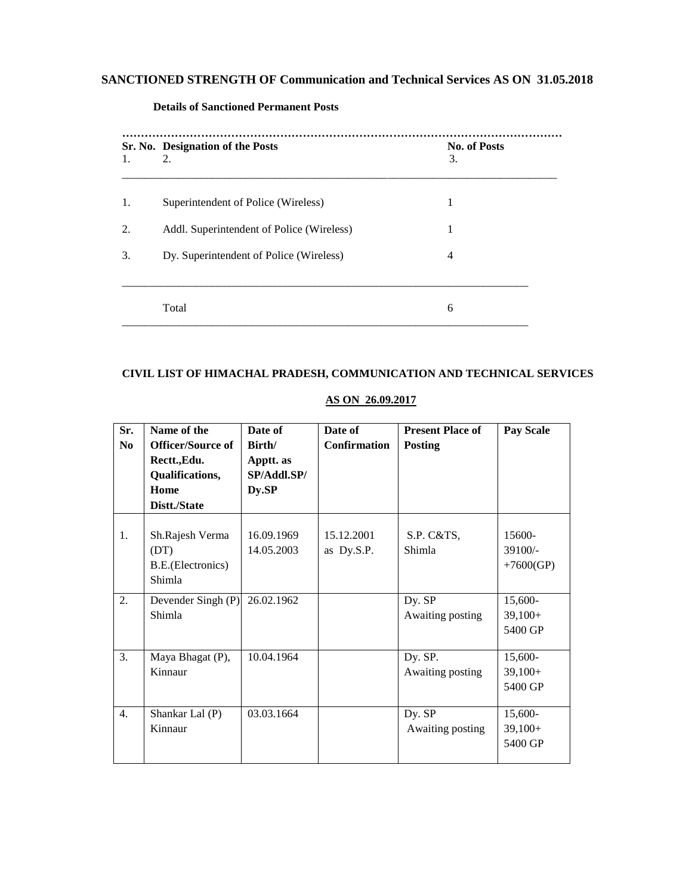## SANCTIONED STRENGTH OF Communication and Technical Services AS ON 31.05.2018

**Details of Sanctioned Permanent Posts**

| Sr. No. 1. | Designation of the Posts 2. | No. of Posts 3. |
|---|---|---|
| 1. | Superintendent of Police (Wireless) | 1 |
| 2. | Addl. Superintendent of Police (Wireless) | 1 |
| 3. | Dy. Superintendent of Police (Wireless) | 4 |
| | Total | 6 |

## CIVIL LIST OF HIMACHAL PRADESH, COMMUNICATION AND TECHNICAL SERVICES

**AS ON 26.09.2017**

| Sr. No | Name of the Officer/Source of Rectt.,Edu. Qualifications, Home Distt./State | Date of Birth/ Apptt. as SP/Addl.SP/ Dy.SP | Date of Confirmation | Present Place of Posting | Pay Scale |
|---|---|---|---|---|---|
| 1. | Sh.Rajesh Verma (DT) B.E.(Electronics) Shimla | 16.09.1969 14.05.2003 | 15.12.2001 as Dy.S.P. | S.P. C&TS, Shimla | 15600-39100/- +7600(GP) |
| 2. | Devender Singh (P) Shimla | 26.02.1962 | | Dy. SP Awaiting posting | 15,600-39,100+ 5400 GP |
| 3. | Maya Bhagat (P), Kinnaur | 10.04.1964 | | Dy. SP. Awaiting posting | 15,600-39,100+ 5400 GP |
| 4. | Shankar Lal (P) Kinnaur | 03.03.1664 | | Dy. SP Awaiting posting | 15,600-39,100+ 5400 GP |